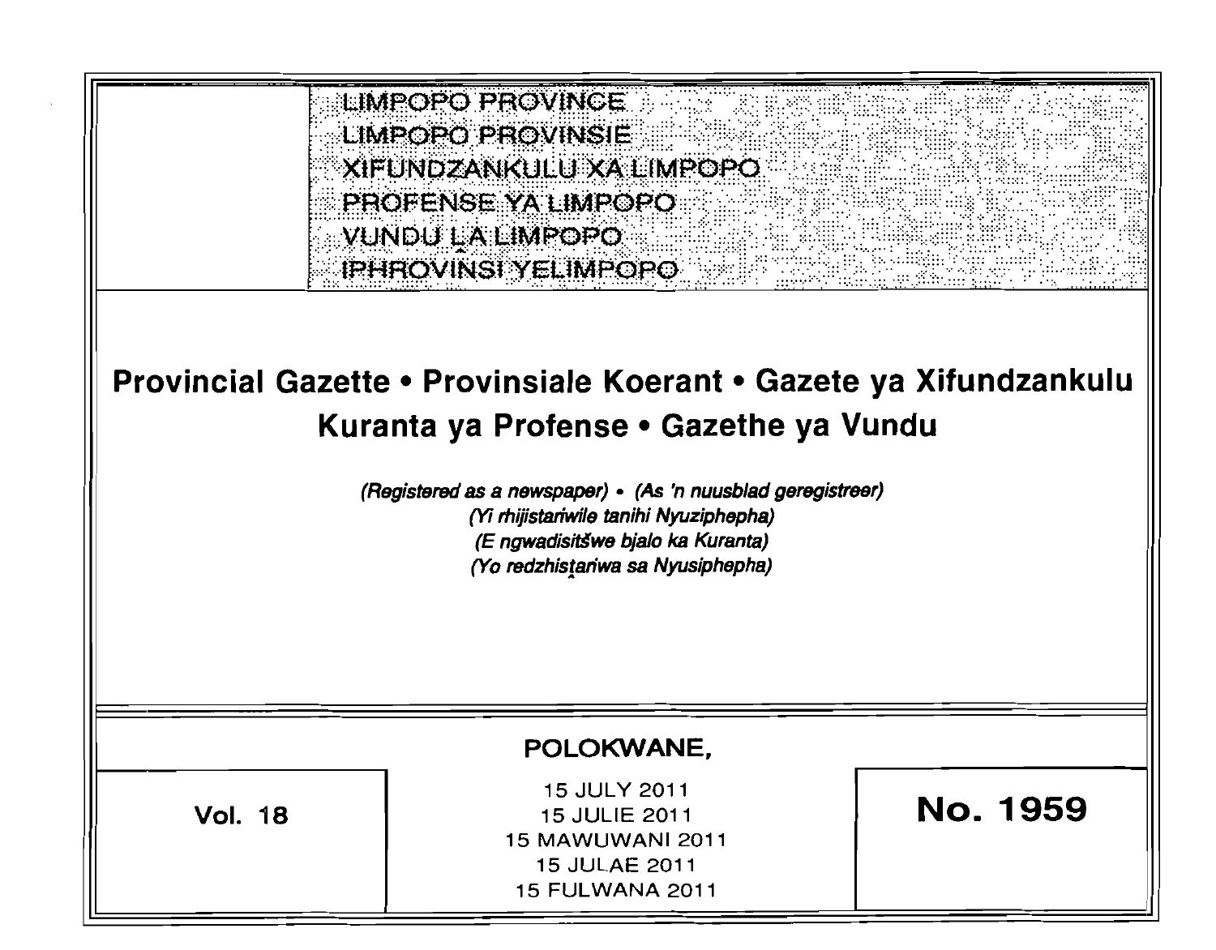LIMPOPO PROVINCE
LIMPOPO PROVINSIE
XIFUNDZANKULU XA LIMPOPO
PROFENSE YA LIMPOPO
VUNDU LA LIMPOPO
IPHROVINSI YELIMPOPO

# Provincial Gazette • Provinsiale Koerant • Gazete ya Xifundzankulu Kuranta ya Profense • Gazethe ya Vundu

*(Registered as a newspaper) • (As 'n nuusblad geregistreer)*
*(Yi rhijistariwile tanihi Nyuziphepha)*
*(E ngwadisitšwe bjalo ka Kuranta)*
*(Yo redzhistariwa sa Nyusiphepha)*

**POLOKWANE,**

**Vol. 18**

15 JULY 2011
15 JULIE 2011
15 MAWUWANI 2011
15 JULAE 2011
15 FULWANA 2011

**No. 1959**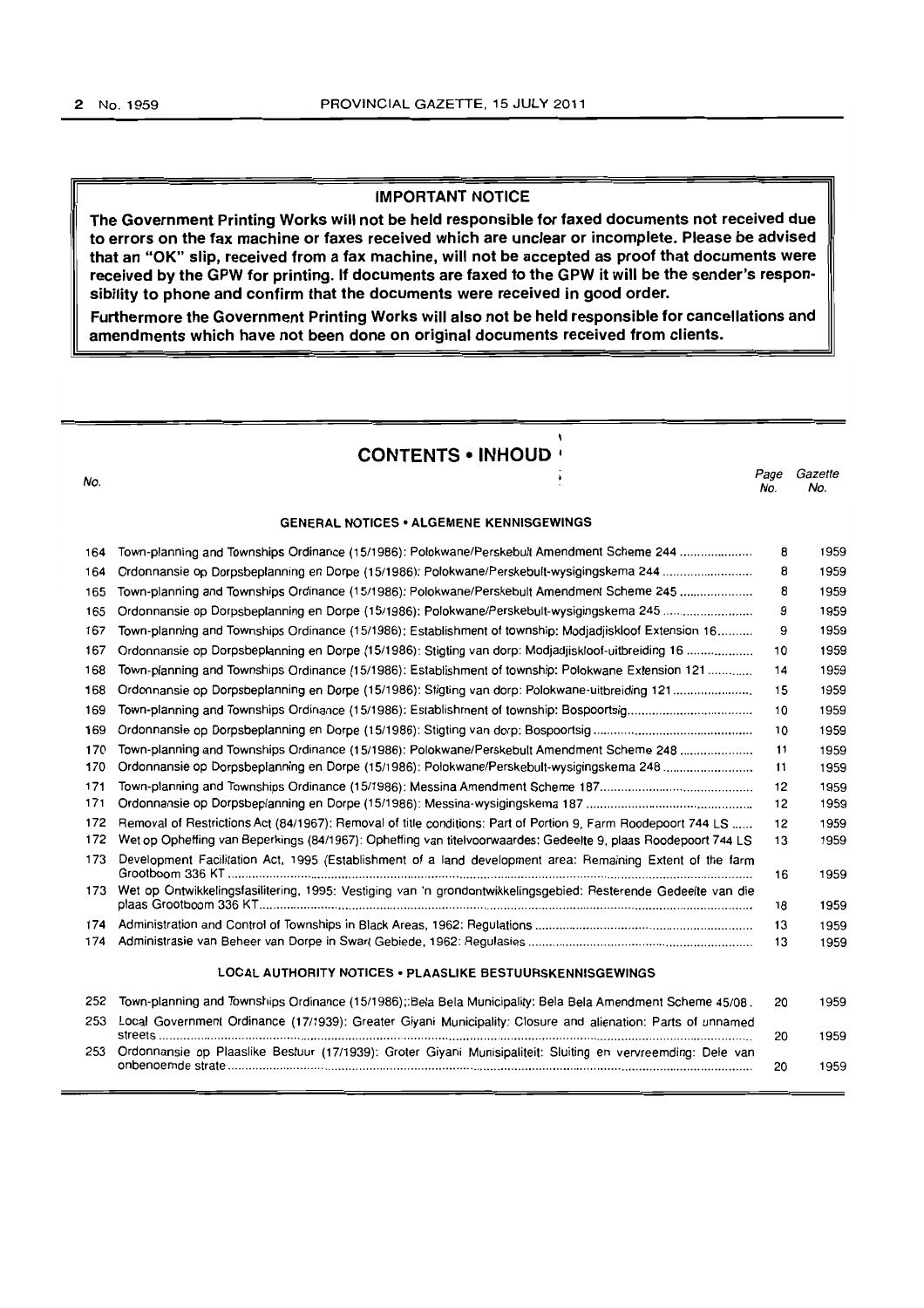## IMPORTANT NOTICE

**The Government Printing Works will not be held responsible for faxed documents not received due to errors on the fax machine or faxes received which are unclear or incomplete. Please be advised that an "OK" slip, received from a fax machine, will not be accepted as proof that documents were received by the GPW for printing. If documents are faxed to the GPW it will be the sender's responsibility to phone and confirm that the documents were received in good order.**

**Furthermore the Government Printing Works will also not be held responsible for cancellations and amendments which have not been done on original documents received from clients.**

# CONTENTS • INHOUD

| No. | | Page No. | Gazette No. |
|---|---|---|---|
| | **GENERAL NOTICES • ALGEMENE KENNISGEWINGS** | | |
| 164 | Town-planning and Townships Ordinance (15/1986): Polokwane/Perskebult Amendment Scheme 244 | 8 | 1959 |
| 164 | Ordonnansie op Dorpsbeplanning en Dorpe (15/1986): Polokwane/Perskebult-wysigingskema 244 | 8 | 1959 |
| 165 | Town-planning and Townships Ordinance (15/1986): Polokwane/Perskebult Amendment Scheme 245 | 8 | 1959 |
| 165 | Ordonnansie op Dorpsbeplanning en Dorpe (15/1986): Polokwane/Perskebult-wysigingskema 245 | 9 | 1959 |
| 167 | Town-planning and Townships Ordinance (15/1986): Establishment of township: Modjadjiskloof Extension 16 | 9 | 1959 |
| 167 | Ordonnansie op Dorpsbeplanning en Dorpe (15/1986): Stigting van dorp: Modjadjiskloof-uitbreiding 16 | 10 | 1959 |
| 168 | Town-planning and Townships Ordinance (15/1986): Establishment of township: Polokwane Extension 121 | 14 | 1959 |
| 168 | Ordonnansie op Dorpsbeplanning en Dorpe (15/1986): Stigting van dorp: Polokwane-uitbreiding 121 | 15 | 1959 |
| 169 | Town-planning and Townships Ordinance (15/1986): Establishment of township: Bospoortsig | 10 | 1959 |
| 169 | Ordonnansie op Dorpsbeplanning en Dorpe (15/1986): Stigting van dorp: Bospoortsig | 10 | 1959 |
| 170 | Town-planning and Townships Ordinance (15/1986): Polokwane/Perskebult Amendment Scheme 248 | 11 | 1959 |
| 170 | Ordonnansie op Dorpsbeplanning en Dorpe (15/1986): Polokwane/Perskebult-wysigingskema 248 | 11 | 1959 |
| 171 | Town-planning and Townships Ordinance (15/1986): Messina Amendment Scheme 187 | 12 | 1959 |
| 171 | Ordonnansie op Dorpsbeplanning en Dorpe (15/1986): Messina-wysigingskema 187 | 12 | 1959 |
| 172 | Removal of Restrictions Act (84/1967): Removal of title conditions: Part of Portion 9, Farm Roodepoort 744 LS | 12 | 1959 |
| 172 | Wet op Opheffing van Beperkings (84/1967): Opheffing van titelvoorwaardes: Gedeelte 9, plaas Roodepoort 744 LS | 13 | 1959 |
| 173 | Development Facilitation Act, 1995 (Establishment of a land development area: Remaining Extent of the farm Grootboom 336 KT | 16 | 1959 |
| 173 | Wet op Ontwikkelingsfasilitering, 1995: Vestiging van 'n grondontwikkelingsgebied: Resterende Gedeelte van die plaas Grootboom 336 KT | 18 | 1959 |
| 174 | Administration and Control of Townships in Black Areas, 1962: Regulations | 13 | 1959 |
| 174 | Administrasie van Beheer van Dorpe in Swart Gebiede, 1962: Regulasies | 13 | 1959 |
| | **LOCAL AUTHORITY NOTICES • PLAASLIKE BESTUURSKENNISGEWINGS** | | |
| 252 | Town-planning and Townships Ordinance (15/1986): Bela Bela Municipality: Bela Bela Amendment Scheme 45/08 | 20 | 1959 |
| 253 | Local Government Ordinance (17/1939): Greater Giyani Municipality: Closure and alienation: Parts of unnamed streets | 20 | 1959 |
| 253 | Ordonnansie op Plaaslike Bestuur (17/1939): Groter Giyani Munisipaliteit: Sluiting en vervreemding: Dele van onbenoemde strate | 20 | 1959 |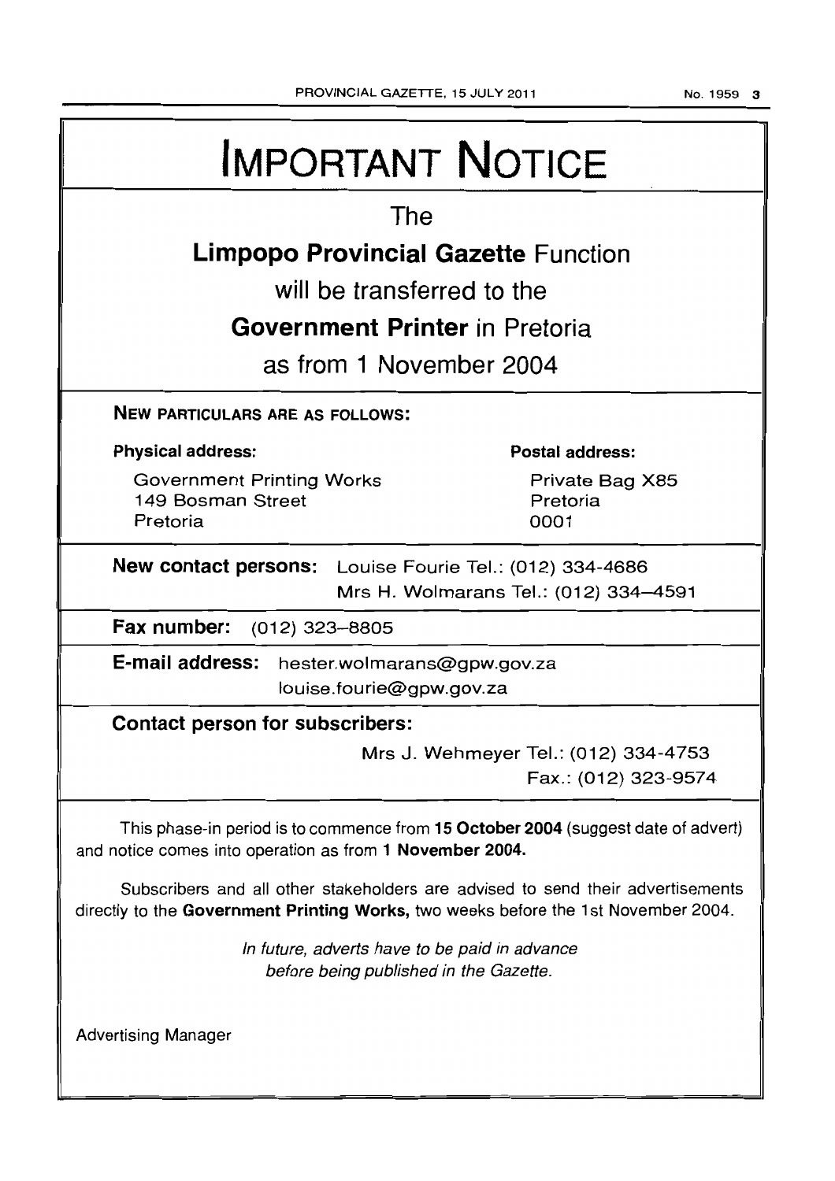# IMPORTANT NOTICE

The

**Limpopo Provincial Gazette** Function

will be transferred to the

**Government Printer** in Pretoria

as from 1 November 2004

**NEW PARTICULARS ARE AS FOLLOWS:**

**Physical address:**

Government Printing Works
149 Bosman Street
Pretoria

**Postal address:**

Private Bag X85
Pretoria
0001

**New contact persons:** Louise Fourie Tel.: (012) 334-4686
Mrs H. Wolmarans Tel.: (012) 334–4591

**Fax number:** (012) 323–8805

**E-mail address:** hester.wolmarans@gpw.gov.za
louise.fourie@gpw.gov.za

**Contact person for subscribers:**

Mrs J. Wehmeyer Tel.: (012) 334-4753
Fax.: (012) 323-9574

This phase-in period is to commence from **15 October 2004** (suggest date of advert) and notice comes into operation as from **1 November 2004.**

Subscribers and all other stakeholders are advised to send their advertisements directly to the **Government Printing Works,** two weeks before the 1st November 2004.

*In future, adverts have to be paid in advance before being published in the Gazette.*

Advertising Manager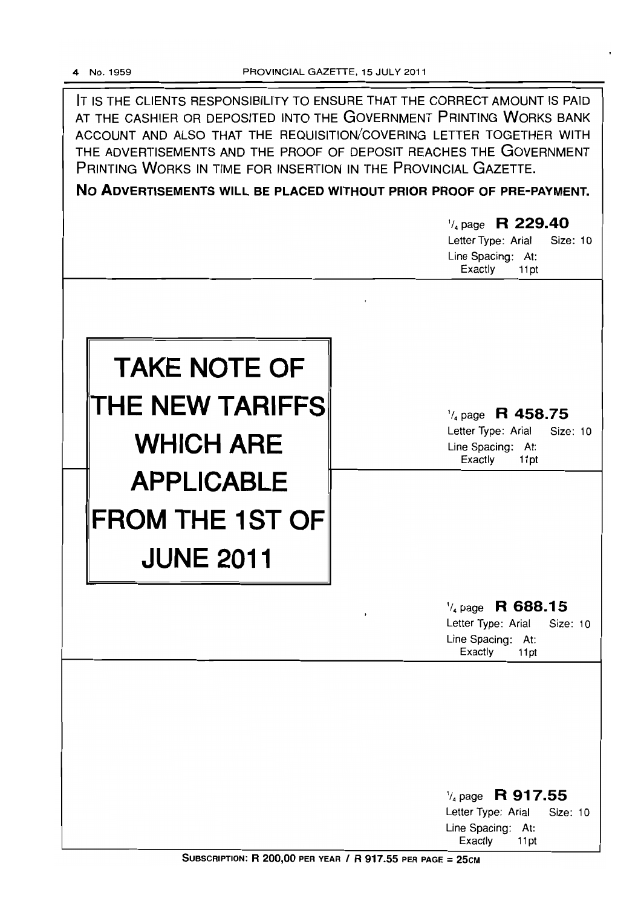IT IS THE CLIENTS RESPONSIBILITY TO ENSURE THAT THE CORRECT AMOUNT IS PAID AT THE CASHIER OR DEPOSITED INTO THE GOVERNMENT PRINTING WORKS BANK ACCOUNT AND ALSO THAT THE REQUISITION/COVERING LETTER TOGETHER WITH THE ADVERTISEMENTS AND THE PROOF OF DEPOSIT REACHES THE GOVERNMENT PRINTING WORKS IN TIME FOR INSERTION IN THE PROVINCIAL GAZETTE.

**NO ADVERTISEMENTS WILL BE PLACED WITHOUT PRIOR PROOF OF PRE-PAYMENT.**

¼ page **R 229.40**
Letter Type: Arial Size: 10
Line Spacing: At: Exactly 11pt

# TAKE NOTE OF THE NEW TARIFFS WHICH ARE APPLICABLE FROM THE 1ST OF JUNE 2011

¼ page **R 458.75**
Letter Type: Arial Size: 10
Line Spacing: At: Exactly 11pt

¼ page **R 688.15**
Letter Type: Arial Size: 10
Line Spacing: At: Exactly 11pt

¼ page **R 917.55**
Letter Type: Arial Size: 10
Line Spacing: At: Exactly 11pt

SUBSCRIPTION: R 200,00 PER YEAR / R 917.55 PER PAGE = 25CM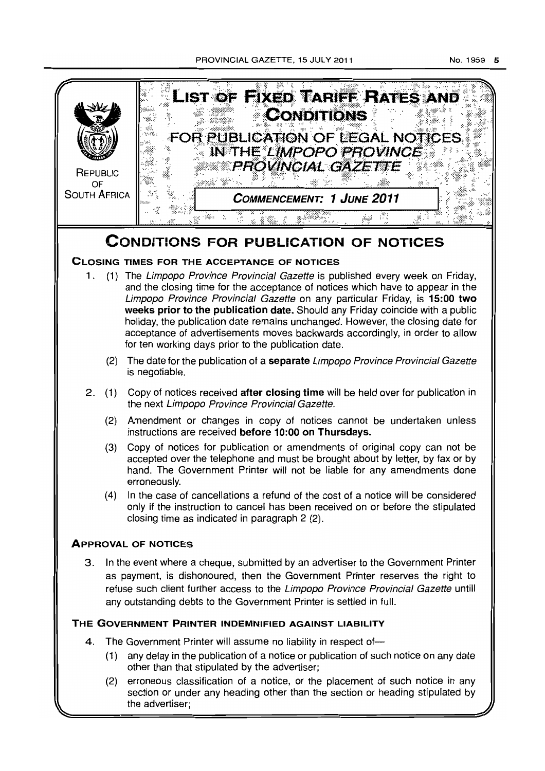# LIST OF FIXED TARIFF RATES AND CONDITIONS

## FOR PUBLICATION OF LEGAL NOTICES IN THE *LIMPOPO PROVINCE PROVINCIAL GAZETTE*

REPUBLIC OF SOUTH AFRICA

***COMMENCEMENT: 1 JUNE 2011***

# CONDITIONS FOR PUBLICATION OF NOTICES

### CLOSING TIMES FOR THE ACCEPTANCE OF NOTICES

1. (1) The *Limpopo Province Provincial Gazette* is published every week on Friday, and the closing time for the acceptance of notices which have to appear in the *Limpopo Province Provincial Gazette* on any particular Friday, is **15:00 two weeks prior to the publication date.** Should any Friday coincide with a public holiday, the publication date remains unchanged. However, the closing date for acceptance of advertisements moves backwards accordingly, in order to allow for ten working days prior to the publication date.

   (2) The date for the publication of a **separate** *Limpopo Province Provincial Gazette* is negotiable.

2. (1) Copy of notices received **after closing time** will be held over for publication in the next *Limpopo Province Provincial Gazette.*

   (2) Amendment or changes in copy of notices cannot be undertaken unless instructions are received **before 10:00 on Thursdays.**

   (3) Copy of notices for publication or amendments of original copy can not be accepted over the telephone and must be brought about by letter, by fax or by hand. The Government Printer will not be liable for any amendments done erroneously.

   (4) In the case of cancellations a refund of the cost of a notice will be considered only if the instruction to cancel has been received on or before the stipulated closing time as indicated in paragraph 2 (2).

### APPROVAL OF NOTICES

3. In the event where a cheque, submitted by an advertiser to the Government Printer as payment, is dishonoured, then the Government Printer reserves the right to refuse such client further access to the *Limpopo Province Provincial Gazette* untill any outstanding debts to the Government Printer is settled in full.

### THE GOVERNMENT PRINTER INDEMNIFIED AGAINST LIABILITY

4. The Government Printer will assume no liability in respect of—

   (1) any delay in the publication of a notice or publication of such notice on any date other than that stipulated by the advertiser;

   (2) erroneous classification of a notice, or the placement of such notice in any section or under any heading other than the section or heading stipulated by the advertiser;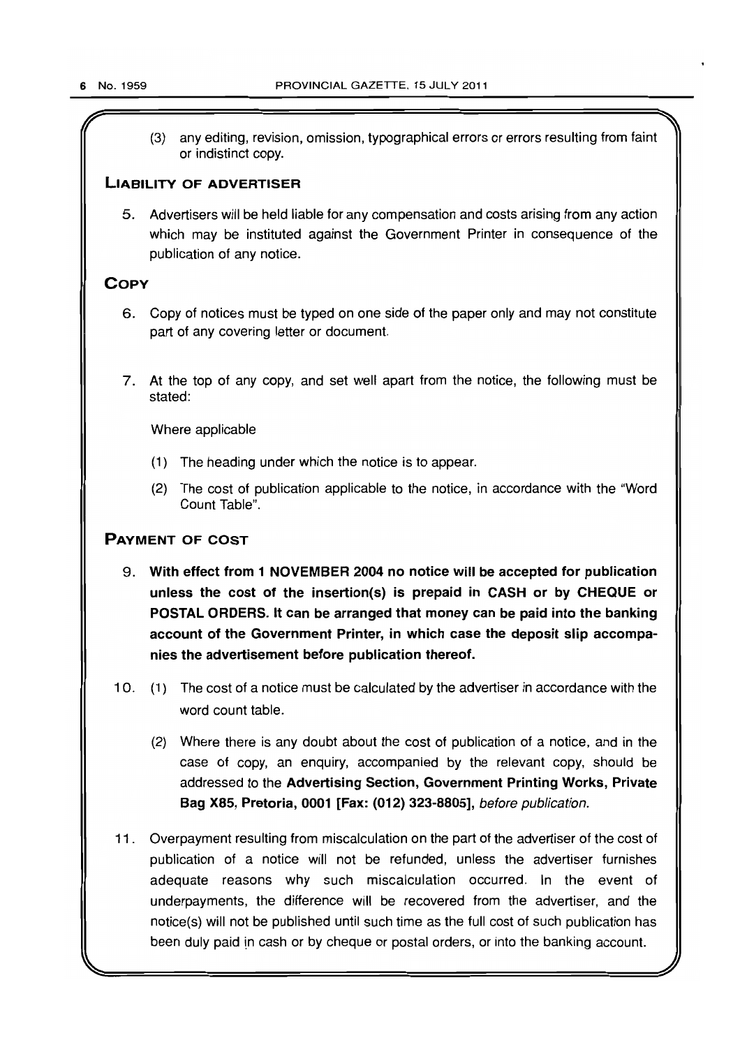(3) any editing, revision, omission, typographical errors or errors resulting from faint or indistinct copy.

## LIABILITY OF ADVERTISER

5. Advertisers will be held liable for any compensation and costs arising from any action which may be instituted against the Government Printer in consequence of the publication of any notice.

## COPY

6. Copy of notices must be typed on one side of the paper only and may not constitute part of any covering letter or document.

7. At the top of any copy, and set well apart from the notice, the following must be stated:

   Where applicable

   (1) The heading under which the notice is to appear.

   (2) The cost of publication applicable to the notice, in accordance with the "Word Count Table".

## PAYMENT OF COST

9. **With effect from 1 NOVEMBER 2004 no notice will be accepted for publication unless the cost of the insertion(s) is prepaid in CASH or by CHEQUE or POSTAL ORDERS. It can be arranged that money can be paid into the banking account of the Government Printer, in which case the deposit slip accompanies the advertisement before publication thereof.**

10. (1) The cost of a notice must be calculated by the advertiser in accordance with the word count table.

    (2) Where there is any doubt about the cost of publication of a notice, and in the case of copy, an enquiry, accompanied by the relevant copy, should be addressed to the **Advertising Section, Government Printing Works, Private Bag X85, Pretoria, 0001 [Fax: (012) 323-8805]**, *before publication.*

11. Overpayment resulting from miscalculation on the part of the advertiser of the cost of publication of a notice will not be refunded, unless the advertiser furnishes adequate reasons why such miscalculation occurred. In the event of underpayments, the difference will be recovered from the advertiser, and the notice(s) will not be published until such time as the full cost of such publication has been duly paid in cash or by cheque or postal orders, or into the banking account.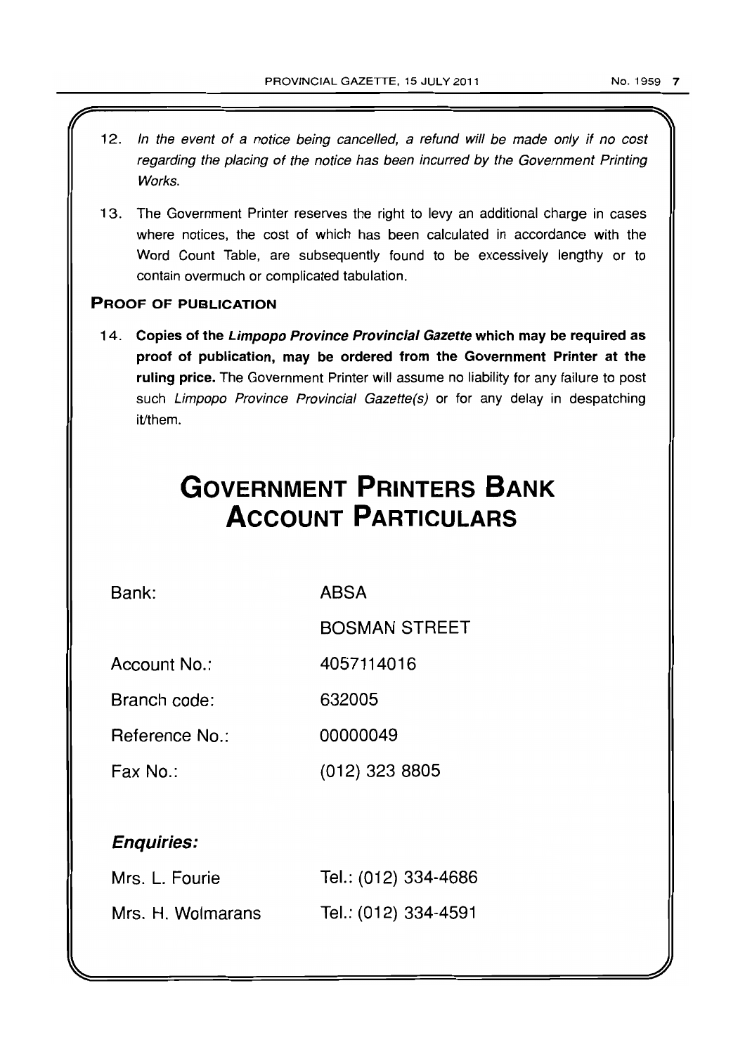12. *In the event of a notice being cancelled, a refund will be made only if no cost regarding the placing of the notice has been incurred by the Government Printing Works.*

13. The Government Printer reserves the right to levy an additional charge in cases where notices, the cost of which has been calculated in accordance with the Word Count Table, are subsequently found to be excessively lengthy or to contain overmuch or complicated tabulation.

**PROOF OF PUBLICATION**

14. **Copies of the *Limpopo Province Provincial Gazette* which may be required as proof of publication, may be ordered from the Government Printer at the ruling price.** The Government Printer will assume no liability for any failure to post such *Limpopo Province Provincial Gazette(s)* or for any delay in despatching it/them.

# GOVERNMENT PRINTERS BANK ACCOUNT PARTICULARS

| | |
|---|---|
| Bank: | ABSA |
| | BOSMAN STREET |
| Account No.: | 4057114016 |
| Branch code: | 632005 |
| Reference No.: | 00000049 |
| Fax No.: | (012) 323 8805 |

***Enquiries:***

| | |
|---|---|
| Mrs. L. Fourie | Tel.: (012) 334-4686 |
| Mrs. H. Wolmarans | Tel.: (012) 334-4591 |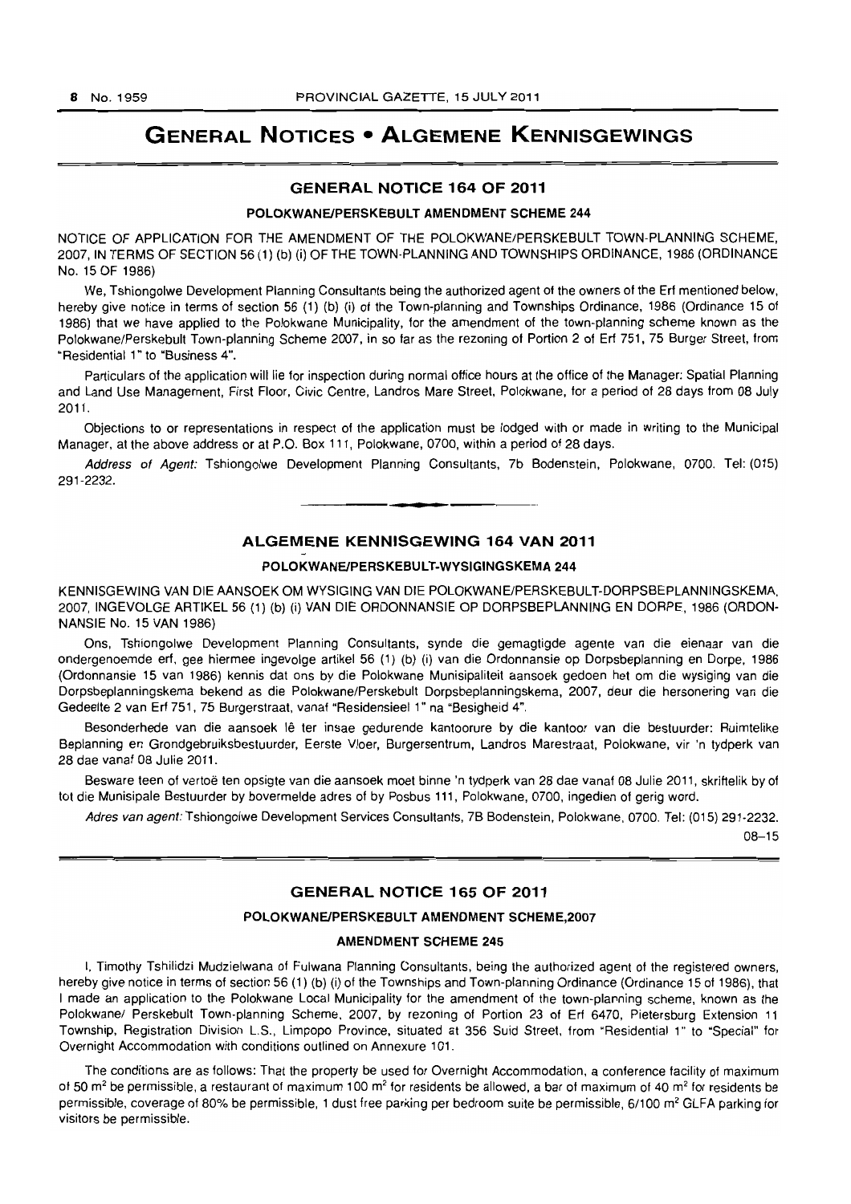# GENERAL NOTICES • ALGEMENE KENNISGEWINGS

## GENERAL NOTICE 164 OF 2011

### POLOKWANE/PERSKEBULT AMENDMENT SCHEME 244

NOTICE OF APPLICATION FOR THE AMENDMENT OF THE POLOKWANE/PERSKEBULT TOWN-PLANNING SCHEME, 2007, IN TERMS OF SECTION 56 (1) (b) (i) OF THE TOWN-PLANNING AND TOWNSHIPS ORDINANCE, 1986 (ORDINANCE No. 15 OF 1986)

We, Tshiongolwe Development Planning Consultants being the authorized agent of the owners of the Erf mentioned below, hereby give notice in terms of section 56 (1) (b) (i) of the Town-planning and Townships Ordinance, 1986 (Ordinance 15 of 1986) that we have applied to the Polokwane Municipality, for the amendment of the town-planning scheme known as the Polokwane/Perskebult Town-planning Scheme 2007, in so far as the rezoning of Portion 2 of Erf 751, 75 Burger Street, from "Residential 1" to "Business 4".

Particulars of the application will lie for inspection during normal office hours at the office of the Manager: Spatial Planning and Land Use Management, First Floor, Civic Centre, Landros Mare Street, Polokwane, for a period of 28 days from 08 July 2011.

Objections to or representations in respect of the application must be lodged with or made in writing to the Municipal Manager, at the above address or at P.O. Box 111, Polokwane, 0700, within a period of 28 days.

*Address of Agent:* Tshiongolwe Development Planning Consultants, 7b Bodenstein, Polokwane, 0700. Tel: (015) 291-2232.

---

## ALGEMENE KENNISGEWING 164 VAN 2011

### POLOKWANE/PERSKEBULT-WYSIGINGSKEMA 244

KENNISGEWING VAN DIE AANSOEK OM WYSIGING VAN DIE POLOKWANE/PERSKEBULT-DORPSBEPLANNINGSKEMA, 2007, INGEVOLGE ARTIKEL 56 (1) (b) (i) VAN DIE ORDONNANSIE OP DORPSBEPLANNING EN DORPE, 1986 (ORDONNANSIE No. 15 VAN 1986)

Ons, Tshiongolwe Development Planning Consultants, synde die gemagtigde agente van die eienaar van die ondergenoemde erf, gee hiermee ingevolge artikel 56 (1) (b) (i) van die Ordonnansie op Dorpsbeplanning en Dorpe, 1986 (Ordonnansie 15 van 1986) kennis dat ons by die Polokwane Munisipaliteit aansoek gedoen het om die wysiging van die Dorpsbeplanningskema bekend as die Polokwane/Perskebult Dorpsbeplanningskema, 2007, deur die hersonering van die Gedeelte 2 van Erf 751, 75 Burgerstraat, vanaf "Residensieel 1" na "Besigheid 4".

Besonderhede van die aansoek lê ter insae gedurende kantoorure by die kantoor van die bestuurder: Ruimtelike Beplanning en Grondgebruiksbestuurder, Eerste Vloer, Burgersentrum, Landros Marestraat, Polokwane, vir 'n tydperk van 28 dae vanaf 08 Julie 2011.

Besware teen of vertoë ten opsigte van die aansoek moet binne 'n tydperk van 28 dae vanaf 08 Julie 2011, skriftelik by of tot die Munisipale Bestuurder by bovermelde adres of by Posbus 111, Polokwane, 0700, ingedien of gerig word.

*Adres van agent:* Tshiongolwe Development Services Consultants, 7B Bodenstein, Polokwane, 0700. Tel: (015) 291-2232.

08–15

---

## GENERAL NOTICE 165 OF 2011

### POLOKWANE/PERSKEBULT AMENDMENT SCHEME,2007

### AMENDMENT SCHEME 245

I, Timothy Tshilidzi Mudzielwana of Fulwana Planning Consultants, being the authorized agent of the registered owners, hereby give notice in terms of section 56 (1) (b) (i) of the Townships and Town-planning Ordinance (Ordinance 15 of 1986), that I made an application to the Polokwane Local Municipality for the amendment of the town-planning scheme, known as the Polokwane/ Perskebult Town-planning Scheme, 2007, by rezoning of Portion 23 of Erf 6470, Pietersburg Extension 11 Township, Registration Division L.S., Limpopo Province, situated at 356 Suid Street, from "Residential 1" to "Special" for Overnight Accommodation with conditions outlined on Annexure 101.

The conditions are as follows: That the property be used for Overnight Accommodation, a conference facility of maximum of 50 m² be permissible, a restaurant of maximum 100 m² for residents be allowed, a bar of maximum of 40 m² for residents be permissible, coverage of 80% be permissible, 1 dust free parking per bedroom suite be permissible, 6/100 m² GLFA parking for visitors be permissible.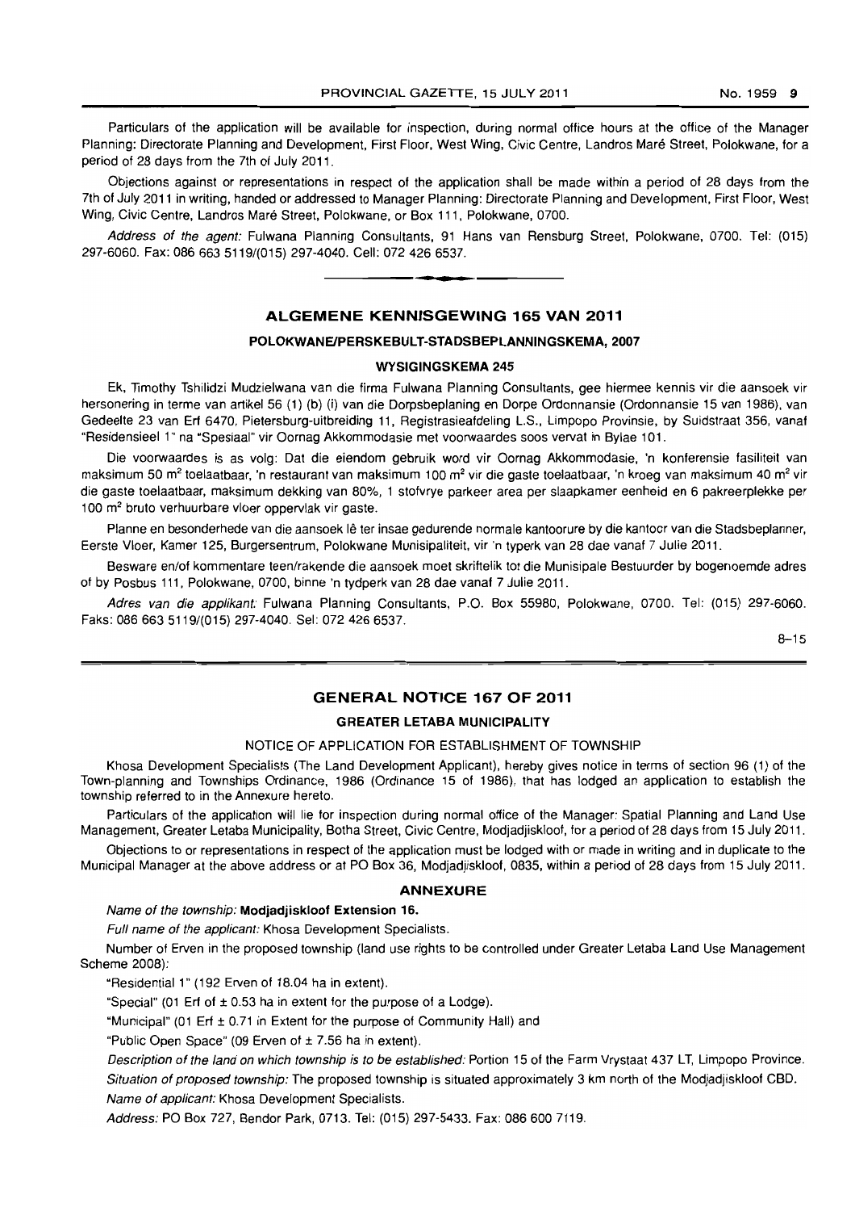Particulars of the application will be available for inspection, during normal office hours at the office of the Manager Planning: Directorate Planning and Development, First Floor, West Wing, Civic Centre, Landros Maré Street, Polokwane, for a period of 28 days from the 7th of July 2011.

Objections against or representations in respect of the application shall be made within a period of 28 days from the 7th of July 2011 in writing, handed or addressed to Manager Planning: Directorate Planning and Development, First Floor, West Wing, Civic Centre, Landros Maré Street, Polokwane, or Box 111, Polokwane, 0700.

*Address of the agent:* Fulwana Planning Consultants, 91 Hans van Rensburg Street, Polokwane, 0700. Tel: (015) 297-6060. Fax: 086 663 5119/(015) 297-4040. Cell: 072 426 6537.

---

## ALGEMENE KENNISGEWING 165 VAN 2011

### POLOKWANE/PERSKEBULT-STADSBEPLANNINGSKEMA, 2007

### WYSIGINGSKEMA 245

Ek, Timothy Tshilidzi Mudzielwana van die firma Fulwana Planning Consultants, gee hiermee kennis vir die aansoek vir hersonering in terme van artikel 56 (1) (b) (i) van die Dorpsbeplaning en Dorpe Ordonnansie (Ordonnansie 15 van 1986), van Gedeelte 23 van Erf 6470, Pietersburg-uitbreiding 11, Registrasieafdeling L.S., Limpopo Provinsie, by Suidstraat 356, vanaf "Residensieel 1" na "Spesiaal" vir Oornag Akkommodasie met voorwaardes soos vervat in Bylae 101.

Die voorwaardes is as volg: Dat die eiendom gebruik word vir Oornag Akkommodasie, 'n konferensie fasiliteit van maksimum 50 m² toelaatbaar, 'n restaurant van maksimum 100 m² vir die gaste toelaatbaar, 'n kroeg van maksimum 40 m² vir die gaste toelaatbaar, maksimum dekking van 80%, 1 stofvrye parkeer area per slaapkamer eenheid en 6 pakreerplekke per 100 m² bruto verhuurbare vloer oppervlak vir gaste.

Planne en besonderhede van die aansoek lê ter insae gedurende normale kantoorure by die kantoor van die Stadsbeplanner, Eerste Vloer, Kamer 125, Burgersentrum, Polokwane Munisipaliteit, vir 'n typerk van 28 dae vanaf 7 Julie 2011.

Besware en/of kommentare teen/rakende die aansoek moet skriftelik tot die Munisipale Bestuurder by bogenoemde adres of by Posbus 111, Polokwane, 0700, binne 'n tydperk van 28 dae vanaf 7 Julie 2011.

*Adres van die applikant:* Fulwana Planning Consultants, P.O. Box 55980, Polokwane, 0700. Tel: (015) 297-6060. Faks: 086 663 5119/(015) 297-4040. Sel: 072 426 6537.

8–15

---

## GENERAL NOTICE 167 OF 2011

### GREATER LETABA MUNICIPALITY

NOTICE OF APPLICATION FOR ESTABLISHMENT OF TOWNSHIP

Khosa Development Specialists (The Land Development Applicant), hereby gives notice in terms of section 96 (1) of the Town-planning and Townships Ordinance, 1986 (Ordinance 15 of 1986), that has lodged an application to establish the township referred to in the Annexure hereto.

Particulars of the application will lie for inspection during normal office of the Manager: Spatial Planning and Land Use Management, Greater Letaba Municipality, Botha Street, Civic Centre, Modjadjiskloof, for a period of 28 days from 15 July 2011.

Objections to or representations in respect of the application must be lodged with or made in writing and in duplicate to the Municipal Manager at the above address or at PO Box 36, Modjadjiskloof, 0835, within a period of 28 days from 15 July 2011.

### ANNEXURE

*Name of the township:* **Modjadjiskloof Extension 16.**

*Full name of the applicant:* Khosa Development Specialists.

Number of Erven in the proposed township (land use rights to be controlled under Greater Letaba Land Use Management Scheme 2008):

"Residential 1" (192 Erven of 18.04 ha in extent).

"Special" (01 Erf of ± 0.53 ha in extent for the purpose of a Lodge).

"Municipal" (01 Erf ± 0.71 in Extent for the purpose of Community Hall) and

"Public Open Space" (09 Erven of ± 7.56 ha in extent).

*Description of the land on which township is to be established:* Portion 15 of the Farm Vrystaat 437 LT, Limpopo Province.

*Situation of proposed township:* The proposed township is situated approximately 3 km north of the Modjadjiskloof CBD.

*Name of applicant:* Khosa Development Specialists.

*Address:* PO Box 727, Bendor Park, 0713. Tel: (015) 297-5433. Fax: 086 600 7119.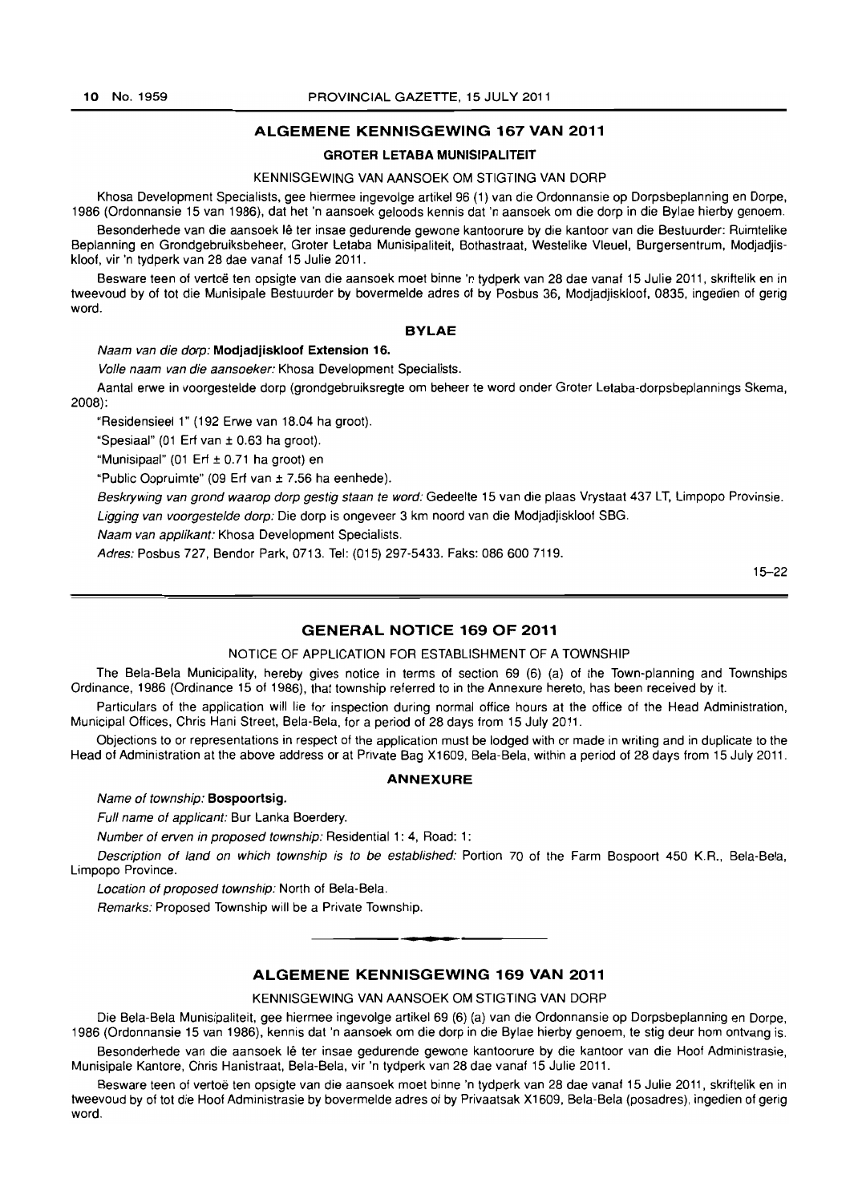## ALGEMENE KENNISGEWING 167 VAN 2011

### GROTER LETABA MUNISIPALITEIT

KENNISGEWING VAN AANSOEK OM STIGTING VAN DORP

Khosa Development Specialists, gee hiermee ingevolge artikel 96 (1) van die Ordonnansie op Dorpsbeplanning en Dorpe, 1986 (Ordonnansie 15 van 1986), dat het 'n aansoek geloods kennis dat 'n aansoek om die dorp in die Bylae hierby genoem.

Besonderhede van die aansoek lê ter insae gedurende gewone kantoorure by die kantoor van die Bestuurder: Ruimtelike Beplanning en Grondgebruiksbeheer, Groter Letaba Munisipaliteit, Bothastraat, Westelike Vleuel, Burgersentrum, Modjadjiskloof, vir 'n tydperk van 28 dae vanaf 15 Julie 2011.

Besware teen of vertoë ten opsigte van die aansoek moet binne 'n tydperk van 28 dae vanaf 15 Julie 2011, skriftelik en in tweevoud by of tot die Munisipale Bestuurder by bovermelde adres of by Posbus 36, Modjadjiskloof, 0835, ingedien of gerig word.

#### BYLAE

*Naam van die dorp:* **Modjadjiskloof Extension 16.**

*Volle naam van die aansoeker:* Khosa Development Specialists.

Aantal erwe in voorgestelde dorp (grondgebruiksregte om beheer te word onder Groter Letaba-dorpsbeplannings Skema, 2008):

"Residensieel 1" (192 Erwe van 18.04 ha groot).

"Spesiaal" (01 Erf van ± 0.63 ha groot).

"Munisipaal" (01 Erf ± 0.71 ha groot) en

"Public Oopruimte" (09 Erf van ± 7.56 ha eenhede).

*Beskrywing van grond waarop dorp gestig staan te word:* Gedeelte 15 van die plaas Vrystaat 437 LT, Limpopo Provinsie.

*Ligging van voorgestelde dorp:* Die dorp is ongeveer 3 km noord van die Modjadjiskloof SBG.

*Naam van applikant:* Khosa Development Specialists.

*Adres:* Posbus 727, Bendor Park, 0713. Tel: (015) 297-5433. Faks: 086 600 7119.

15–22

## GENERAL NOTICE 169 OF 2011

NOTICE OF APPLICATION FOR ESTABLISHMENT OF A TOWNSHIP

The Bela-Bela Municipality, hereby gives notice in terms of section 69 (6) (a) of the Town-planning and Townships Ordinance, 1986 (Ordinance 15 of 1986), that township referred to in the Annexure hereto, has been received by it.

Particulars of the application will lie for inspection during normal office hours at the office of the Head Administration, Municipal Offices, Chris Hani Street, Bela-Bela, for a period of 28 days from 15 July 2011.

Objections to or representations in respect of the application must be lodged with or made in writing and in duplicate to the Head of Administration at the above address or at Private Bag X1609, Bela-Bela, within a period of 28 days from 15 July 2011.

#### ANNEXURE

*Name of township:* **Bospoortsig.**

*Full name of applicant:* Bur Lanka Boerdery.

*Number of erven in proposed township:* Residential 1: 4, Road: 1:

*Description of land on which township is to be established:* Portion 70 of the Farm Bospoort 450 K.R., Bela-Bela, Limpopo Province.

*Location of proposed township:* North of Bela-Bela.

*Remarks:* Proposed Township will be a Private Township.

## ALGEMENE KENNISGEWING 169 VAN 2011

KENNISGEWING VAN AANSOEK OM STIGTING VAN DORP

Die Bela-Bela Munisipaliteit, gee hiermee ingevolge artikel 69 (6) (a) van die Ordonnansie op Dorpsbeplanning en Dorpe, 1986 (Ordonnansie 15 van 1986), kennis dat 'n aansoek om die dorp in die Bylae hierby genoem, te stig deur hom ontvang is.

Besonderhede van die aansoek lê ter insae gedurende gewone kantoorure by die kantoor van die Hoof Administrasie, Munisipale Kantore, Chris Hanistraat, Bela-Bela, vir 'n tydperk van 28 dae vanaf 15 Julie 2011.

Besware teen of vertoë ten opsigte van die aansoek moet binne 'n tydperk van 28 dae vanaf 15 Julie 2011, skriftelik en in tweevoud by of tot die Hoof Administrasie by bovermelde adres of by Privaatsak X1609, Bela-Bela (posadres), ingedien of gerig word.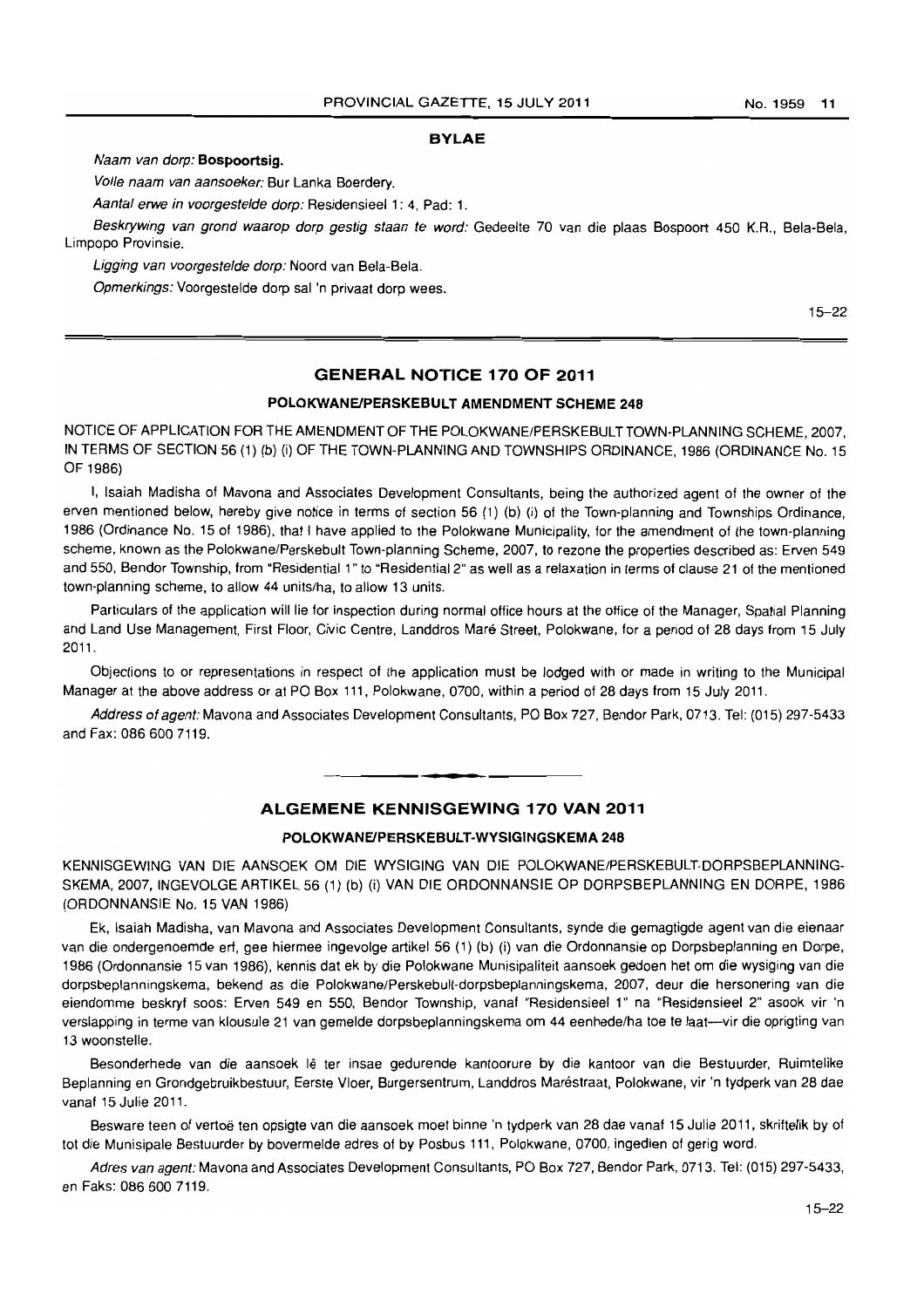**BYLAE**

*Naam van dorp:* **Bospoortsig.**

*Volle naam van aansoeker:* Bur Lanka Boerdery.

*Aantal erwe in voorgestelde dorp:* Residensieel 1: 4, Pad: 1.

*Beskrywing van grond waarop dorp gestig staan te word:* Gedeelte 70 van die plaas Bospoort 450 K.R., Bela-Bela, Limpopo Provinsie.

*Ligging van voorgestelde dorp:* Noord van Bela-Bela.

*Opmerkings:* Voorgestelde dorp sal 'n privaat dorp wees.

15–22

## GENERAL NOTICE 170 OF 2011

### POLOKWANE/PERSKEBULT AMENDMENT SCHEME 248

NOTICE OF APPLICATION FOR THE AMENDMENT OF THE POLOKWANE/PERSKEBULT TOWN-PLANNING SCHEME, 2007, IN TERMS OF SECTION 56 (1) (b) (i) OF THE TOWN-PLANNING AND TOWNSHIPS ORDINANCE, 1986 (ORDINANCE No. 15 OF 1986)

I, Isaiah Madisha of Mavona and Associates Development Consultants, being the authorized agent of the owner of the erven mentioned below, hereby give notice in terms of section 56 (1) (b) (i) of the Town-planning and Townships Ordinance, 1986 (Ordinance No. 15 of 1986), that I have applied to the Polokwane Municipality, for the amendment of the town-planning scheme, known as the Polokwane/Perskebult Town-planning Scheme, 2007, to rezone the properties described as: Erven 549 and 550, Bendor Township, from "Residential 1" to "Residential 2" as well as a relaxation in terms of clause 21 of the mentioned town-planning scheme, to allow 44 units/ha, to allow 13 units.

Particulars of the application will lie for inspection during normal office hours at the office of the Manager, Spatial Planning and Land Use Management, First Floor, Civic Centre, Landdros Maré Street, Polokwane, for a period of 28 days from 15 July 2011.

Objections to or representations in respect of the application must be lodged with or made in writing to the Municipal Manager at the above address or at PO Box 111, Polokwane, 0700, within a period of 28 days from 15 July 2011.

*Address of agent:* Mavona and Associates Development Consultants, PO Box 727, Bendor Park, 0713. Tel: (015) 297-5433 and Fax: 086 600 7119.

## ALGEMENE KENNISGEWING 170 VAN 2011

### POLOKWANE/PERSKEBULT-WYSIGINGSKEMA 248

KENNISGEWING VAN DIE AANSOEK OM DIE WYSIGING VAN DIE POLOKWANE/PERSKEBULT-DORPSBEPLANNING-SKEMA, 2007, INGEVOLGE ARTIKEL 56 (1) (b) (i) VAN DIE ORDONNANSIE OP DORPSBEPLANNING EN DORPE, 1986 (ORDONNANSIE No. 15 VAN 1986)

Ek, Isaiah Madisha, van Mavona and Associates Development Consultants, synde die gemagtigde agent van die eienaar van die ondergenoemde erf, gee hiermee ingevolge artikel 56 (1) (b) (i) van die Ordonnansie op Dorpsbeplanning en Dorpe, 1986 (Ordonnansie 15 van 1986), kennis dat ek by die Polokwane Munisipaliteit aansoek gedoen het om die wysiging van die dorpsbeplanningskema, bekend as die Polokwane/Perskebult-dorpsbeplanningskema, 2007, deur die hersonering van die eiendomme beskryf soos: Erven 549 en 550, Bendor Township, vanaf "Residensieel 1" na "Residensieel 2" asook vir 'n verslapping in terme van klousule 21 van gemelde dorpsbeplanningskema om 44 eenhede/ha toe te laat—vir die oprigting van 13 woonstelle.

Besonderhede van die aansoek lê ter insae gedurende kantoorure by die kantoor van die Bestuurder, Ruimtelike Beplanning en Grondgebruikbestuur, Eerste Vloer, Burgersentrum, Landdros Maréstraat, Polokwane, vir 'n tydperk van 28 dae vanaf 15 Julie 2011.

Besware teen of vertoë ten opsigte van die aansoek moet binne 'n tydperk van 28 dae vanaf 15 Julie 2011, skriftelik by of tot die Munisipale Bestuurder by bovermelde adres of by Posbus 111, Polokwane, 0700, ingedien of gerig word.

*Adres van agent:* Mavona and Associates Development Consultants, PO Box 727, Bendor Park, 0713. Tel: (015) 297-5433, en Faks: 086 600 7119.

15–22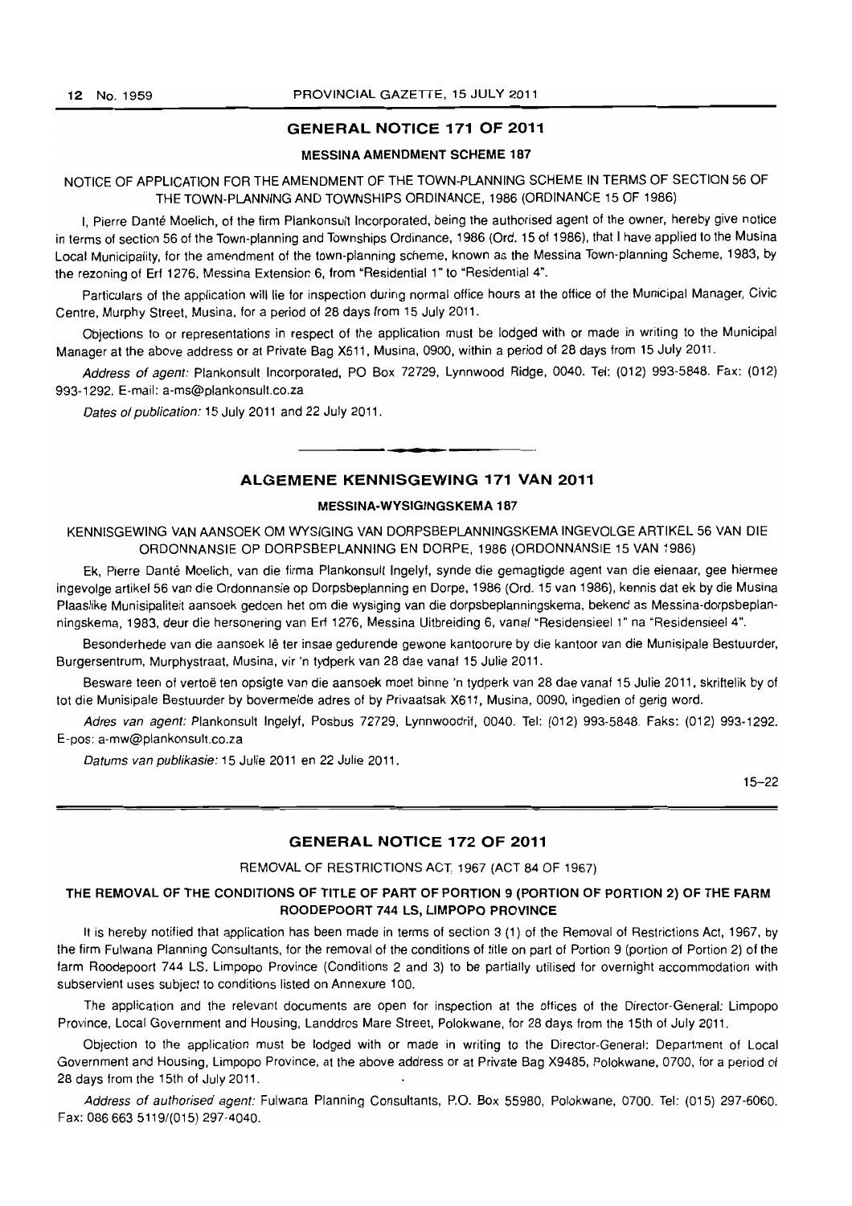## GENERAL NOTICE 171 OF 2011

### MESSINA AMENDMENT SCHEME 187

NOTICE OF APPLICATION FOR THE AMENDMENT OF THE TOWN-PLANNING SCHEME IN TERMS OF SECTION 56 OF THE TOWN-PLANNING AND TOWNSHIPS ORDINANCE, 1986 (ORDINANCE 15 OF 1986)

I, Pierre Danté Moelich, of the firm Plankonsult Incorporated, being the authorised agent of the owner, hereby give notice in terms of section 56 of the Town-planning and Townships Ordinance, 1986 (Ord. 15 of 1986), that I have applied to the Musina Local Municipality, for the amendment of the town-planning scheme, known as the Messina Town-planning Scheme, 1983, by the rezoning of Erf 1276, Messina Extension 6, from "Residential 1" to "Residential 4".

Particulars of the application will lie for inspection during normal office hours at the office of the Municipal Manager, Civic Centre, Murphy Street, Musina, for a period of 28 days from 15 July 2011.

Objections to or representations in respect of the application must be lodged with or made in writing to the Municipal Manager at the above address or at Private Bag X611, Musina, 0900, within a period of 28 days from 15 July 2011.

*Address of agent:* Plankonsult Incorporated, PO Box 72729, Lynnwood Ridge, 0040. Tel: (012) 993-5848. Fax: (012) 993-1292. E-mail: a-ms@plankonsult.co.za

*Dates of publication:* 15 July 2011 and 22 July 2011.

---

## ALGEMENE KENNISGEWING 171 VAN 2011

### MESSINA-WYSIGINGSKEMA 187

KENNISGEWING VAN AANSOEK OM WYSIGING VAN DORPSBEPLANNINGSKEMA INGEVOLGE ARTIKEL 56 VAN DIE ORDONNANSIE OP DORPSBEPLANNING EN DORPE, 1986 (ORDONNANSIE 15 VAN 1986)

Ek, Pierre Danté Moelich, van die firma Plankonsult Ingelyf, synde die gemagtigde agent van die eienaar, gee hiermee ingevolge artikel 56 van die Ordonnansie op Dorpsbeplanning en Dorpe, 1986 (Ord. 15 van 1986), kennis dat ek by die Musina Plaaslike Munisipaliteit aansoek gedoen het om die wysiging van die dorpsbeplanningskema, bekend as Messina-dorpsbeplanningskema, 1983, deur die hersonering van Erf 1276, Messina Uitbreiding 6, vanaf "Residensieel 1" na "Residensieel 4".

Besonderhede van die aansoek lê ter insae gedurende gewone kantoorure by die kantoor van die Munisipale Bestuurder, Burgersentrum, Murphystraat, Musina, vir 'n tydperk van 28 dae vanaf 15 Julie 2011.

Besware teen of vertoë ten opsigte van die aansoek moet binne 'n tydperk van 28 dae vanaf 15 Julie 2011, skriftelik by of tot die Munisipale Bestuurder by bovermelde adres of by Privaatsak X611, Musina, 0090, ingedien of gerig word.

*Adres van agent:* Plankonsult Ingelyf, Posbus 72729, Lynnwoodrif, 0040. Tel: (012) 993-5848. Faks: (012) 993-1292. E-pos: a-mw@plankonsult.co.za

*Datums van publikasie:* 15 Julie 2011 en 22 Julie 2011.

15–22

---

## GENERAL NOTICE 172 OF 2011

REMOVAL OF RESTRICTIONS ACT, 1967 (ACT 84 OF 1967)

**THE REMOVAL OF THE CONDITIONS OF TITLE OF PART OF PORTION 9 (PORTION OF PORTION 2) OF THE FARM ROODEPOORT 744 LS, LIMPOPO PROVINCE**

It is hereby notified that application has been made in terms of section 3 (1) of the Removal of Restrictions Act, 1967, by the firm Fulwana Planning Consultants, for the removal of the conditions of title on part of Portion 9 (portion of Portion 2) of the farm Roodepoort 744 LS, Limpopo Province (Conditions 2 and 3) to be partially utilised for overnight accommodation with subservient uses subject to conditions listed on Annexure 100.

The application and the relevant documents are open for inspection at the offices of the Director-General: Limpopo Province, Local Government and Housing, Landdros Mare Street, Polokwane, for 28 days from the 15th of July 2011.

Objection to the application must be lodged with or made in writing to the Director-General: Department of Local Government and Housing, Limpopo Province, at the above address or at Private Bag X9485, Polokwane, 0700, for a period of 28 days from the 15th of July 2011.

*Address of authorised agent:* Fulwana Planning Consultants, P.O. Box 55980, Polokwane, 0700. Tel: (015) 297-6060. Fax: 086 663 5119/(015) 297-4040.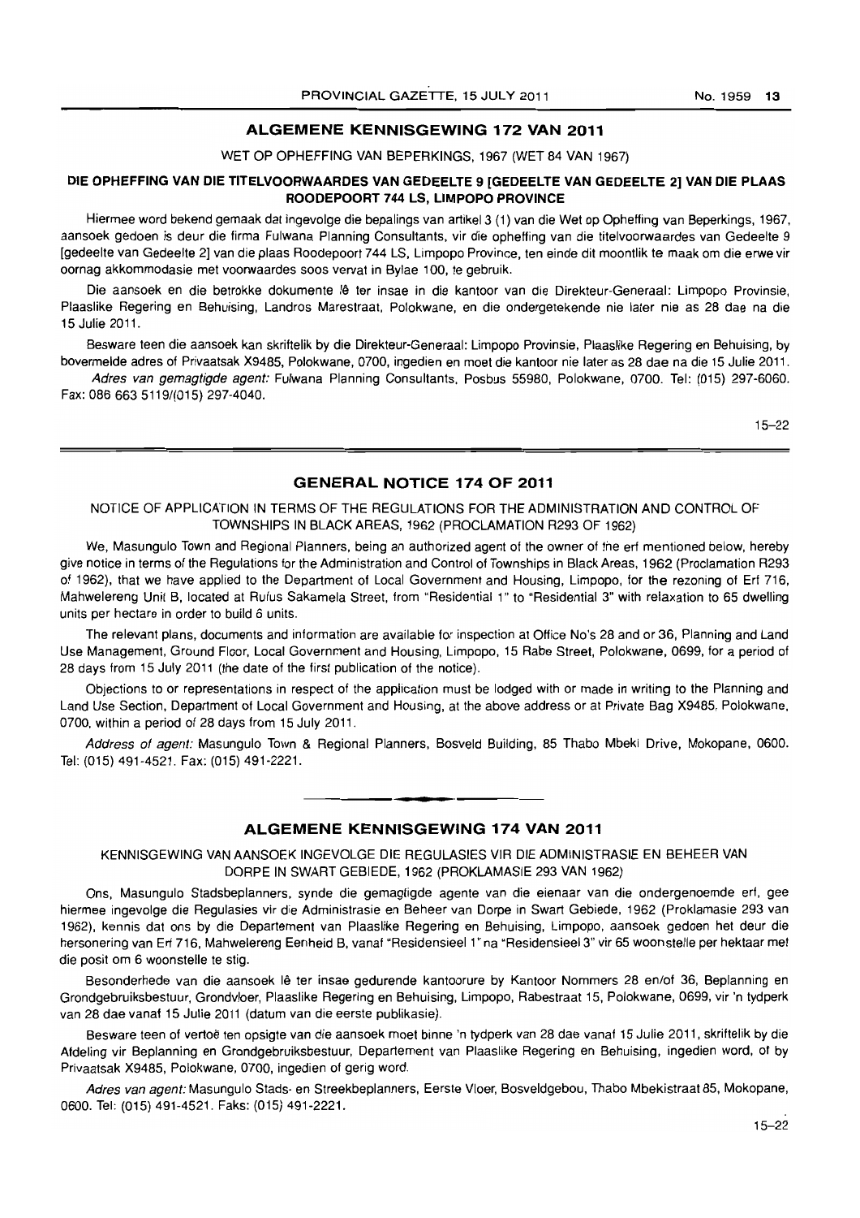## ALGEMENE KENNISGEWING 172 VAN 2011

WET OP OPHEFFING VAN BEPERKINGS, 1967 (WET 84 VAN 1967)

**DIE OPHEFFING VAN DIE TITELVOORWAARDES VAN GEDEELTE 9 [GEDEELTE VAN GEDEELTE 2] VAN DIE PLAAS ROODEPOORT 744 LS, LIMPOPO PROVINCE**

Hiermee word bekend gemaak dat ingevolge die bepalings van artikel 3 (1) van die Wet op Opheffing van Beperkings, 1967, aansoek gedoen is deur die firma Fulwana Planning Consultants, vir die opheffing van die titelvoorwaardes van Gedeelte 9 [gedeelte van Gedeelte 2] van die plaas Roodepoort 744 LS, Limpopo Province, ten einde dit moontlik te maak om die erwe vir oornag akkommodasie met voorwaardes soos vervat in Bylae 100, te gebruik.

Die aansoek en die betrokke dokumente lê ter insae in die kantoor van die Direkteur-Generaal: Limpopo Provinsie, Plaaslike Regering en Behuising, Landros Marestraat, Polokwane, en die ondergetekende nie later nie as 28 dae na die 15 Julie 2011.

Besware teen die aansoek kan skriftelik by die Direkteur-Generaal: Limpopo Provinsie, Plaaslike Regering en Behuising, by bovermelde adres of Privaatsak X9485, Polokwane, 0700, ingedien en moet die kantoor nie later as 28 dae na die 15 Julie 2011.

*Adres van gemagtigde agent:* Fulwana Planning Consultants, Posbus 55980, Polokwane, 0700. Tel: (015) 297-6060. Fax: 086 663 5119/(015) 297-4040.

15–22

## GENERAL NOTICE 174 OF 2011

NOTICE OF APPLICATION IN TERMS OF THE REGULATIONS FOR THE ADMINISTRATION AND CONTROL OF TOWNSHIPS IN BLACK AREAS, 1962 (PROCLAMATION R293 OF 1962)

We, Masungulo Town and Regional Planners, being an authorized agent of the owner of the erf mentioned below, hereby give notice in terms of the Regulations for the Administration and Control of Townships in Black Areas, 1962 (Proclamation R293 of 1962), that we have applied to the Department of Local Government and Housing, Limpopo, for the rezoning of Erf 716, Mahwelereng Unit B, located at Rufus Sakamela Street, from "Residential 1" to "Residential 3" with relaxation to 65 dwelling units per hectare in order to build 6 units.

The relevant plans, documents and information are available for inspection at Office No's 28 and or 36, Planning and Land Use Management, Ground Floor, Local Government and Housing, Limpopo, 15 Rabe Street, Polokwane, 0699, for a period of 28 days from 15 July 2011 (the date of the first publication of the notice).

Objections to or representations in respect of the application must be lodged with or made in writing to the Planning and Land Use Section, Department of Local Government and Housing, at the above address or at Private Bag X9485, Polokwane, 0700, within a period of 28 days from 15 July 2011.

*Address of agent:* Masungulo Town & Regional Planners, Bosveld Building, 85 Thabo Mbeki Drive, Mokopane, 0600. Tel: (015) 491-4521. Fax: (015) 491-2221.

## ALGEMENE KENNISGEWING 174 VAN 2011

KENNISGEWING VAN AANSOEK INGEVOLGE DIE REGULASIES VIR DIE ADMINISTRASIE EN BEHEER VAN DORPE IN SWART GEBIEDE, 1962 (PROKLAMASIE 293 VAN 1962)

Ons, Masungulo Stadsbeplanners, synde die gemagtigde agente van die eienaar van die ondergenoemde erf, gee hiermee ingevolge die Regulasies vir die Administrasie en Beheer van Dorpe in Swart Gebiede, 1962 (Proklamasie 293 van 1962), kennis dat ons by die Departement van Plaaslike Regering en Behuising, Limpopo, aansoek gedoen het deur die hersonering van Erf 716, Mahwelereng Eenheid B, vanaf "Residensieel 1" na "Residensieel 3" vir 65 woonstelle per hektaar met die posit om 6 woonstelle te stig.

Besonderhede van die aansoek lê ter insae gedurende kantoorure by Kantoor Nommers 28 en/of 36, Beplanning en Grondgebruiksbestuur, Grondvloer, Plaaslike Regering en Behuising, Limpopo, Rabestraat 15, Polokwane, 0699, vir 'n tydperk van 28 dae vanaf 15 Julie 2011 (datum van die eerste publikasie).

Besware teen of vertoë ten opsigte van die aansoek moet binne 'n tydperk van 28 dae vanaf 15 Julie 2011, skriftelik by die Afdeling vir Beplanning en Grondgebruiksbestuur, Departement van Plaaslike Regering en Behuising, ingedien word, of by Privaatsak X9485, Polokwane, 0700, ingedien of gerig word.

*Adres van agent:* Masungulo Stads- en Streekbeplanners, Eerste Vloer, Bosveldgebou, Thabo Mbekistraat 85, Mokopane, 0600. Tel: (015) 491-4521. Faks: (015) 491-2221.

15–22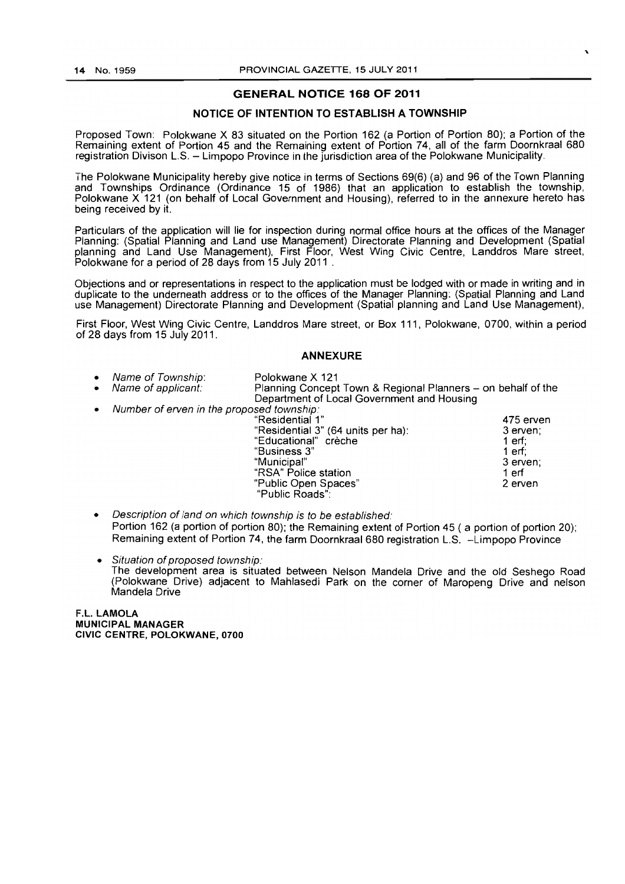## GENERAL NOTICE 168 OF 2011

### NOTICE OF INTENTION TO ESTABLISH A TOWNSHIP

Proposed Town: Polokwane X 83 situated on the Portion 162 (a Portion of Portion 80); a Portion of the Remaining extent of Portion 45 and the Remaining extent of Portion 74, all of the farm Doornkraal 680 registration Divison L.S. – Limpopo Province in the jurisdiction area of the Polokwane Municipality.

The Polokwane Municipality hereby give notice in terms of Sections 69(6) (a) and 96 of the Town Planning and Townships Ordinance (Ordinance 15 of 1986) that an application to establish the township, Polokwane X 121 (on behalf of Local Government and Housing), referred to in the annexure hereto has being received by it.

Particulars of the application will lie for inspection during normal office hours at the offices of the Manager Planning: (Spatial Planning and Land use Management) Directorate Planning and Development (Spatial planning and Land Use Management), First Floor, West Wing Civic Centre, Landdros Mare street, Polokwane for a period of 28 days from 15 July 2011 .

Objections and or representations in respect to the application must be lodged with or made in writing and in duplicate to the underneath address or to the offices of the Manager Planning: (Spatial Planning and Land use Management) Directorate Planning and Development (Spatial planning and Land Use Management),

First Floor, West Wing Civic Centre, Landdros Mare street, or Box 111, Polokwane, 0700, within a period of 28 days from 15 July 2011.

### ANNEXURE

- *Name of Township*: Polokwane X 121
- *Name of applicant:* Planning Concept Town & Regional Planners – on behalf of the Department of Local Government and Housing
- *Number of erven in the proposed township:*

| | |
|---|---|
| "Residential 1" | 475 erven |
| "Residential 3" (64 units per ha): | 3 erven; |
| "Educational" crèche | 1 erf; |
| "Business 3" | 1 erf; |
| "Municipal" | 3 erven; |
| "RSA" Police station | 1 erf |
| "Public Open Spaces" | 2 erven |
| "Public Roads": | |

- *Description of land on which township is to be established:* Portion 162 (a portion of portion 80); the Remaining extent of Portion 45 ( a portion of portion 20); Remaining extent of Portion 74, the farm Doornkraal 680 registration L.S. –Limpopo Province
- *Situation of proposed township:* The development area is situated between Nelson Mandela Drive and the old Seshego Road (Polokwane Drive) adjacent to Mahlasedi Park on the corner of Maropeng Drive and nelson Mandela Drive

**F.L. LAMOLA**
**MUNICIPAL MANAGER**
**CIVIC CENTRE, POLOKWANE, 0700**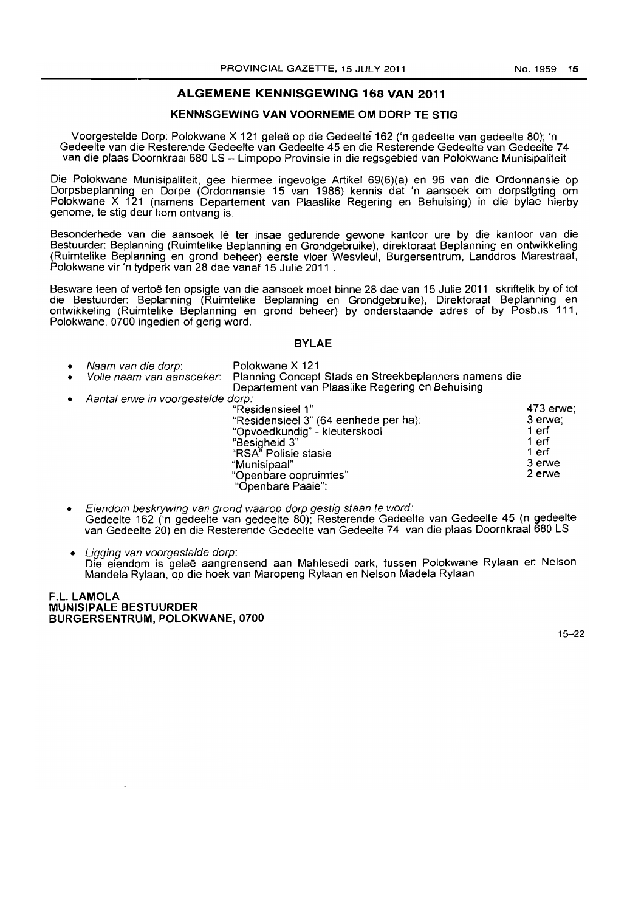## ALGEMENE KENNISGEWING 168 VAN 2011

### KENNISGEWING VAN VOORNEME OM DORP TE STIG

Voorgestelde Dorp: Polokwane X 121 geleë op die Gedeelte 162 ('n gedeelte van gedeelte 80); 'n Gedeelte van die Resterende Gedeelte van Gedeelte 45 en die Resterende Gedeelte van Gedeelte 74 van die plaas Doornkraal 680 LS – Limpopo Provinsie in die regsgebied van Polokwane Munisipaliteit

Die Polokwane Munisipaliteit, gee hiermee ingevolge Artikel 69(6)(a) en 96 van die Ordonnansie op Dorpsbeplanning en Dorpe (Ordonnansie 15 van 1986) kennis dat 'n aansoek om dorpstigting om Polokwane X 121 (namens Departement van Plaaslike Regering en Behuising) in die bylae hierby genome, te stig deur hom ontvang is.

Besonderhede van die aansoek lê ter insae gedurende gewone kantoor ure by die kantoor van die Bestuurder: Beplanning (Ruimtelike Beplanning en Grondgebruike), direktoraat Beplanning en ontwikkeling (Ruimtelike Beplanning en grond beheer) eerste vloer Wesvleul, Burgersentrum, Landdros Marestraat, Polokwane vir 'n tydperk van 28 dae vanaf 15 Julie 2011 .

Besware teen of vertoë ten opsigte van die aansoek moet binne 28 dae van 15 Julie 2011 skriftelik by of tot die Bestuurder: Beplanning (Ruimtelike Beplanning en Grondgebruike), Direktoraat Beplanning en ontwikkeling (Ruimtelike Beplanning en grond beheer) by onderstaande adres of by Posbus 111, Polokwane, 0700 ingedien of gerig word.

### BYLAE

- *Naam van die dorp*: Polokwane X 121
- *Volle naam van aansoeker*: Planning Concept Stads en Streekbeplanners namens die Departement van Plaaslike Regering en Behuising
- *Aantal erwe in voorgestelde dorp*:

| | |
|---|---|
| "Residensieel 1" | 473 erwe; |
| "Residensieel 3" (64 eenhede per ha): | 3 erwe; |
| "Opvoedkundig" - kleuterskool | 1 erf |
| "Besigheid 3" | 1 erf |
| "RSA" Polisie stasie | 1 erf |
| "Munisipaal" | 3 erwe |
| "Openbare oopruimtes" | 2 erwe |
| "Openbare Paaie": | |

- *Eiendom beskrywing van grond waarop dorp gestig staan te word*:
  Gedeelte 162 ('n gedeelte van gedeelte 80); Resterende Gedeelte van Gedeelte 45 (n gedeelte van Gedeelte 20) en die Resterende Gedeelte van Gedeelte 74 van die plaas Doornkraal 680 LS

- *Ligging van voorgestelde dorp*:
  Die eiendom is geleë aangrensend aan Mahlesedi park, tussen Polokwane Rylaan en Nelson Mandela Rylaan, op die hoek van Maropeng Rylaan en Nelson Madela Rylaan

**F.L. LAMOLA**
**MUNISIPALE BESTUURDER**
**BURGERSENTRUM, POLOKWANE, 0700**

15–22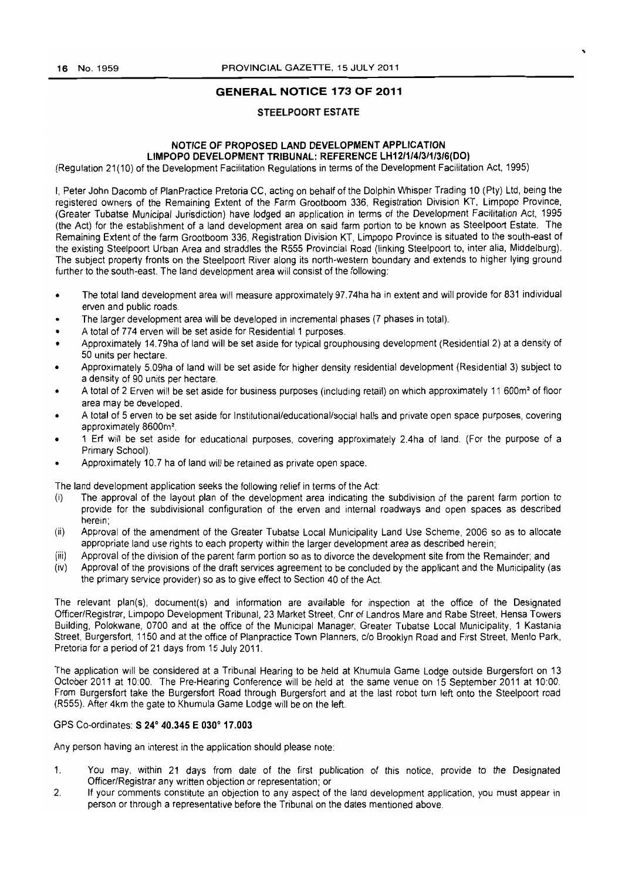## GENERAL NOTICE 173 OF 2011

### STEELPOORT ESTATE

**NOTICE OF PROPOSED LAND DEVELOPMENT APPLICATION**
**LIMPOPO DEVELOPMENT TRIBUNAL: REFERENCE LH12/1/4/3/1/3/6(DO)**

(Regulation 21(10) of the Development Facilitation Regulations in terms of the Development Facilitation Act, 1995)

I, Peter John Dacomb of PlanPractice Pretoria CC, acting on behalf of the Dolphin Whisper Trading 10 (Pty) Ltd, being the registered owners of the Remaining Extent of the Farm Grootboom 336, Registration Division KT, Limpopo Province, (Greater Tubatse Municipal Jurisdiction) have lodged an application in terms of the Development Facilitation Act, 1995 (the Act) for the establishment of a land development area on said farm portion to be known as Steelpoort Estate. The Remaining Extent of the farm Grootboom 336, Registration Division KT, Limpopo Province is situated to the south-east of the existing Steelpoort Urban Area and straddles the R555 Provincial Road (linking Steelpoort to, inter alia, Middelburg). The subject property fronts on the Steelpoort River along its north-western boundary and extends to higher lying ground further to the south-east. The land development area will consist of the following:

- The total land development area will measure approximately 97.74ha ha in extent and will provide for 831 individual erven and public roads.
- The larger development area will be developed in incremental phases (7 phases in total).
- A total of 774 erven will be set aside for Residential 1 purposes.
- Approximately 14.79ha of land will be set aside for typical grouphousing development (Residential 2) at a density of 50 units per hectare.
- Approximately 5.09ha of land will be set aside for higher density residential development (Residential 3) subject to a density of 90 units per hectare.
- A total of 2 Erven will be set aside for business purposes (including retail) on which approximately 11 600m² of floor area may be developed.
- A total of 5 erven to be set aside for Institutional/educational/social halls and private open space purposes, covering approximately 8600m².
- 1 Erf will be set aside for educational purposes, covering approximately 2.4ha of land. (For the purpose of a Primary School).
- Approximately 10.7 ha of land will be retained as private open space.

The land development application seeks the following relief in terms of the Act:

(i) The approval of the layout plan of the development area indicating the subdivision of the parent farm portion to provide for the subdivisional configuration of the erven and internal roadways and open spaces as described herein;

(ii) Approval of the amendment of the Greater Tubatse Local Municipality Land Use Scheme, 2006 so as to allocate appropriate land use rights to each property within the larger development area as described herein;

(iii) Approval of the division of the parent farm portion so as to divorce the development site from the Remainder; and

(iv) Approval of the provisions of the draft services agreement to be concluded by the applicant and the Municipality (as the primary service provider) so as to give effect to Section 40 of the Act.

The relevant plan(s), document(s) and information are available for inspection at the office of the Designated Officer/Registrar, Limpopo Development Tribunal, 23 Market Street, Cnr of Landros Mare and Rabe Street, Hensa Towers Building, Polokwane, 0700 and at the office of the Municipal Manager, Greater Tubatse Local Municipality, 1 Kastania Street, Burgersfort, 1150 and at the office of Planpractice Town Planners, c/o Brooklyn Road and First Street, Menlo Park, Pretoria for a period of 21 days from 15 July 2011.

The application will be considered at a Tribunal Hearing to be held at Khumula Game Lodge outside Burgersfort on 13 October 2011 at 10:00. The Pre-Hearing Conference will be held at the same venue on 15 September 2011 at 10:00. From Burgersfort take the Burgersfort Road through Burgersfort and at the last robot turn left onto the Steelpoort road (R555). After 4km the gate to Khumula Game Lodge will be on the left.

GPS Co-ordinates: **S 24° 40.345 E 030° 17.003**

Any person having an interest in the application should please note:

1. You may, within 21 days from date of the first publication of this notice, provide to the Designated Officer/Registrar any written objection or representation; or
2. If your comments constitute an objection to any aspect of the land development application, you must appear in person or through a representative before the Tribunal on the dates mentioned above.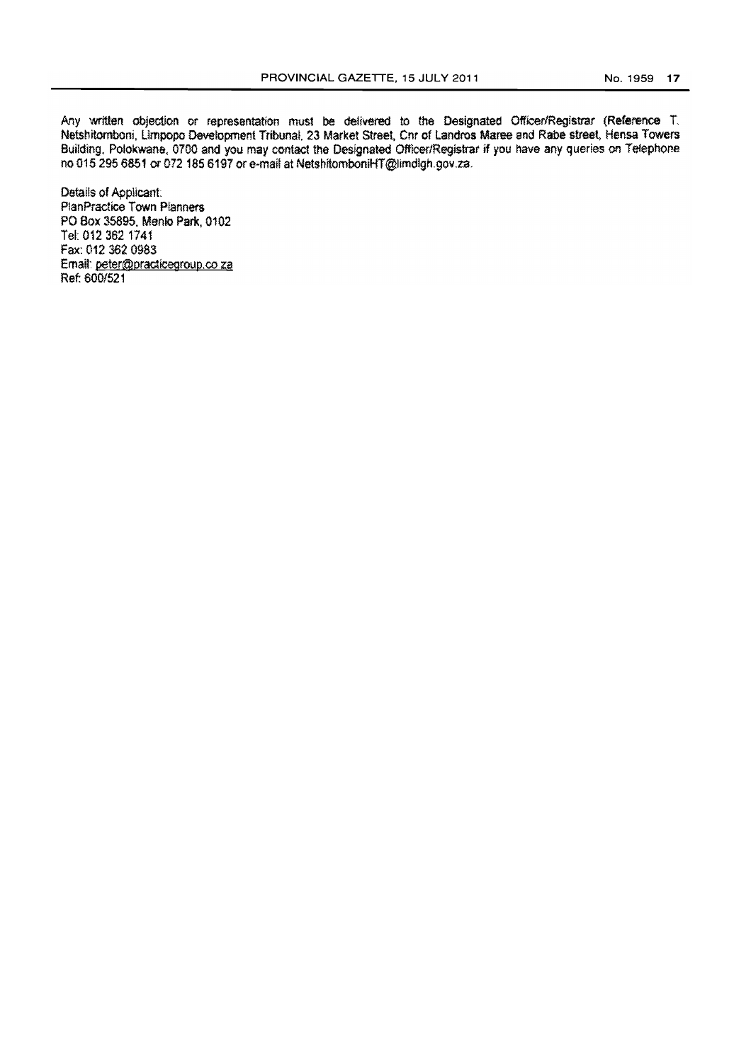Any written objection or representation must be delivered to the Designated Officer/Registrar (Reference T. Netshitomboni, Limpopo Development Tribunal, 23 Market Street, Cnr of Landros Maree and Rabe street, Hensa Towers Building, Polokwane, 0700 and you may contact the Designated Officer/Registrar if you have any queries on Telephone no 015 295 6851 or 072 185 6197 or e-mail at NetshitomboniHT@limdlgh.gov.za.

Details of Applicant:
PlanPractice Town Planners
PO Box 35895, Menlo Park, 0102
Tel: 012 362 1741
Fax: 012 362 0983
Email: peter@practicegroup.co.za
Ref: 600/521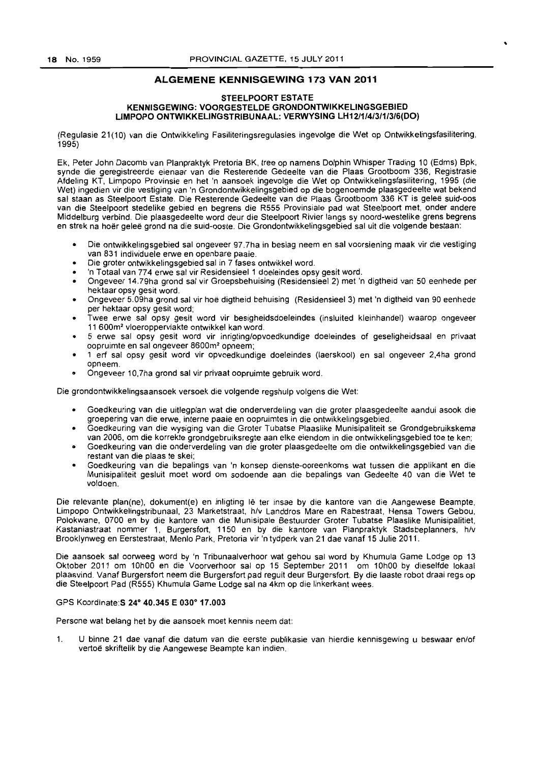## ALGEMENE KENNISGEWING 173 VAN 2011

### STEELPOORT ESTATE
### KENNISGEWING: VOORGESTELDE GRONDONTWIKKELINGSGEBIED
### LIMPOPO ONTWIKKELINGSTRIBUNAAL: VERWYSING LH12/1/4/3/1/3/6(DO)

(Regulasie 21(10) van die Ontwikkeling Fasiliteringsregulasies ingevolge die Wet op Ontwikkelingsfasilitering, 1995)

Ek, Peter John Dacomb van Planpraktyk Pretoria BK, tree op namens Dolphin Whisper Trading 10 (Edms) Bpk, synde die geregistreerde eienaar van die Resterende Gedeelte van die Plaas Grootboom 336, Registrasie Afdeling KT, Limpopo Provinsie en het 'n aansoek ingevolge die Wet op Ontwikkelingsfasilitering, 1995 (die Wet) ingedien vir die vestiging van 'n Grondontwikkelingsgebied op die bogenoemde plaasgedeelte wat bekend sal staan as Steelpoort Estate. Die Resterende Gedeelte van die Plaas Grootboom 336 KT is geleë suid-oos van die Steelpoort stedelike gebied en begrens die R555 Provinsiale pad wat Steelpoort met, onder andere Middelburg verbind. Die plaasgedeelte word deur die Steelpoort Rivier langs sy noord-westelike grens begrens en strek na hoër geleë grond na die suid-ooste. Die Grondontwikkelingsgebied sal uit die volgende bestaan:

- Die ontwikkelingsgebied sal ongeveer 97.7ha in beslag neem en sal voorsiening maak vir die vestiging van 831 individuele erwe en openbare paaie.
- Die groter ontwikkelingsgebied sal in 7 fases ontwikkel word.
- 'n Totaal van 774 erwe sal vir Residensieel 1 doeleindes opsy gesit word.
- Ongeveer 14.79ha grond sal vir Groepsbehuising (Residensieel 2) met 'n digtheid van 50 eenhede per hektaar opsy gesit word.
- Ongeveer 5.09ha grond sal vir hoë digtheid behuising (Residensieel 3) met 'n digtheid van 90 eenhede per hektaar opsy gesit word;
- Twee erwe sal opsy gesit word vir besigheidsdoeleindes (insluited kleinhandel) waarop ongeveer 11 600m² vloeroppervlakte ontwikkel kan word.
- 5 erwe sal opsy gesit word vir inrigting/opvoedkundige doeleindes of geselligheidsaal en privaat oopruimte en sal ongeveer 8600m² opneem;
- 1 erf sal opsy gesit word vir opvoedkundige doeleindes (laerskool) en sal ongeveer 2,4ha grond opneem.
- Ongeveer 10,7ha grond sal vir privaat oopruimte gebruik word.

Die grondontwikkelingsaansoek versoek die volgende regshulp volgens die Wet:

- Goedkeuring van die uitlegplan wat die onderverdeling van die groter plaasgedeelte aandui asook die groepering van die erwe, interne paaie en oopruimtes in die ontwikkelingsgebied.
- Goedkeuring van die wysiging van die Groter Tubatse Plaaslike Munisipaliteit se Grondgebruikskema van 2006, om die korrekte grondgebruiksregte aan elke eiendom in die ontwikkelingsgebied toe te ken;
- Goedkeuring van die onderverdeling van die groter plaasgedeelte om die ontwikkelingsgebied van die restant van die plaas te skei;
- Goedkeuring van die bepalings van 'n konsep dienste-ooreenkoms wat tussen die applikant en die Munisipaliteit gesluit moet word om sodoende aan die bepalings van Gedeelte 40 van die Wet te voldoen.

Die relevante plan(ne), dokument(e) en inligting lê ter insae by die kantore van die Aangewese Beampte, Limpopo Ontwikkelingstribunaal, 23 Marketstraat, h/v Landdros Mare en Rabestraat, Hensa Towers Gebou, Polokwane, 0700 en by die kantore van die Munisipale Bestuurder Groter Tubatse Plaaslike Munisipalitiet, Kastaniastraat nommer 1, Burgersfort, 1150 en by die kantore van Planpraktyk Stadsbeplanners, h/v Brooklynweg en Eerstestraat, Menlo Park, Pretoria vir 'n tydperk van 21 dae vanaf 15 Julie 2011.

Die aansoek sal oorweeg word by 'n Tribunaalverhoor wat gehou sal word by Khumula Game Lodge op 13 Oktober 2011 om 10h00 en die Voorverhoor sal op 15 September 2011 om 10h00 by dieselfde lokaal plaasvind. Vanaf Burgersfort neem die Burgersfort pad reguit deur Burgersfort. By die laaste robot draai regs op die Steelpoort Pad (R555) Khumula Game Lodge sal na 4km op die linkerkant wees.

GPS Koordinate:**S 24° 40.345 E 030° 17.003**

Persone wat belang het by die aansoek moet kennis neem dat:

1. U binne 21 dae vanaf die datum van die eerste publikasie van hierdie kennisgewing u beswaar en/of vertoë skriftelik by die Aangewese Beampte kan indien.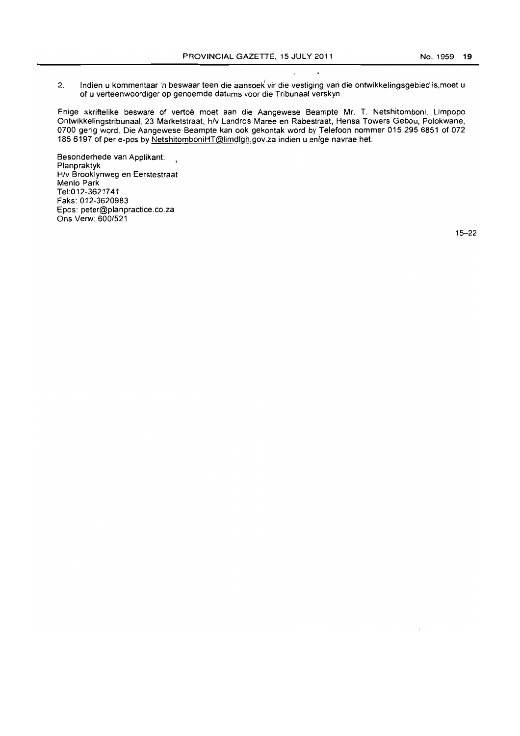2. Indien u kommentaar 'n beswaar teen die aansoek vir die vestiging van die ontwikkelingsgebied is,moet u of u verteenwoordiger op genoemde datums voor die Tribunaal verskyn.

Enige skriftelike besware of vertoë moet aan die Aangewese Beampte Mr. T. Netshitomboni, Limpopo Ontwikkelingstribunaal, 23 Marketstraat, h/v Landros Maree en Rabestraat, Hensa Towers Gebou, Polokwane, 0700 gerig word. Die Aangewese Beampte kan ook gekontak word by Telefoon nommer 015 295 6851 of 072 185 6197 of per e-pos by NetshitomboniHT@limdlgh.gov.za indien u enige navrae het.

Besonderhede van Applikant:
Planpraktyk
H/v Brooklynweg en Eerstestraat
Menlo Park
Tel:012-3621741
Faks: 012-3620983
Epos: peter@planpractice.co.za
Ons Verw: 600/521

15–22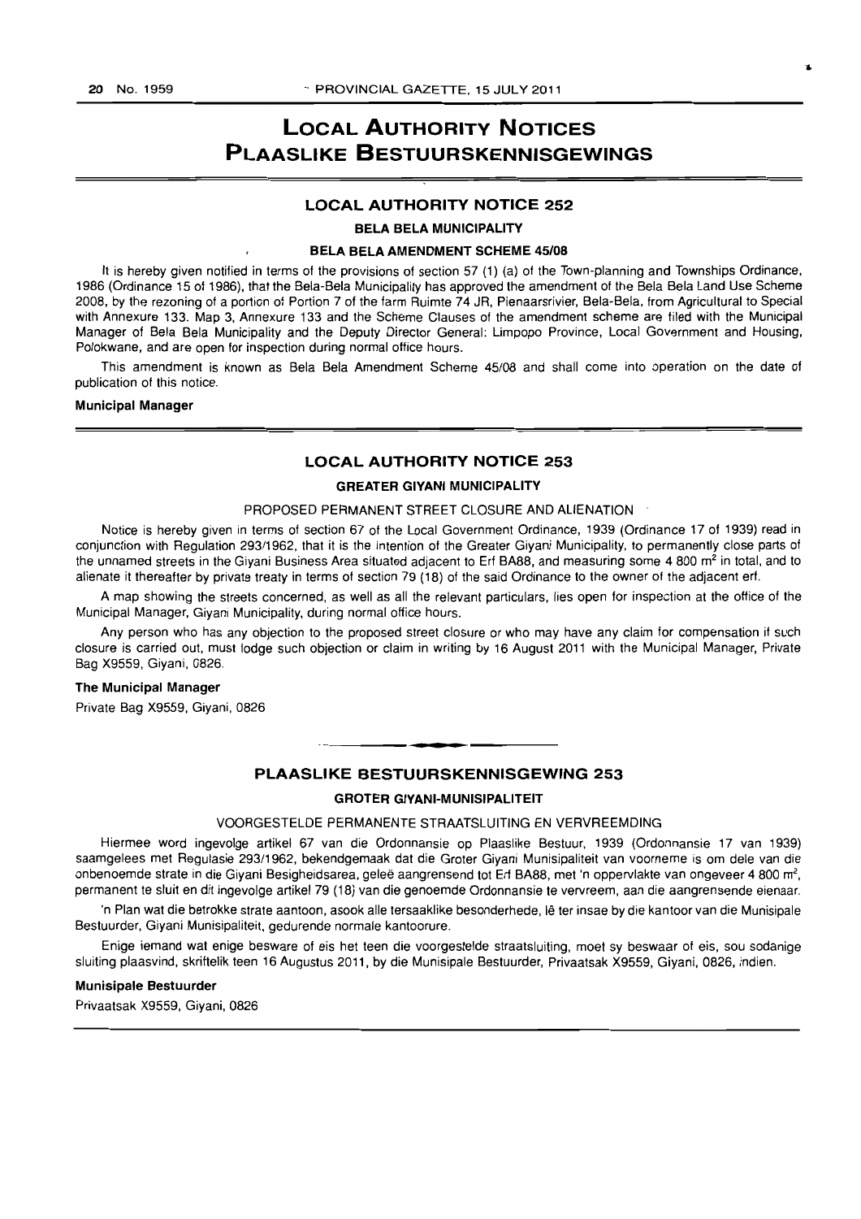# LOCAL AUTHORITY NOTICES
# PLAASLIKE BESTUURSKENNISGEWINGS

## LOCAL AUTHORITY NOTICE 252

### BELA BELA MUNICIPALITY

### BELA BELA AMENDMENT SCHEME 45/08

It is hereby given notified in terms of the provisions of section 57 (1) (a) of the Town-planning and Townships Ordinance, 1986 (Ordinance 15 of 1986), that the Bela-Bela Municipality has approved the amendment of the Bela Bela Land Use Scheme 2008, by the rezoning of a portion of Portion 7 of the farm Ruimte 74 JR, Pienaarsrivier, Bela-Bela, from Agricultural to Special with Annexure 133. Map 3, Annexure 133 and the Scheme Clauses of the amendment scheme are filed with the Municipal Manager of Bela Bela Municipality and the Deputy Director General: Limpopo Province, Local Government and Housing, Polokwane, and are open for inspection during normal office hours.

This amendment is known as Bela Bela Amendment Scheme 45/08 and shall come into operation on the date of publication of this notice.

**Municipal Manager**

## LOCAL AUTHORITY NOTICE 253

### GREATER GIYANI MUNICIPALITY

PROPOSED PERMANENT STREET CLOSURE AND ALIENATION

Notice is hereby given in terms of section 67 of the Local Government Ordinance, 1939 (Ordinance 17 of 1939) read in conjunction with Regulation 293/1962, that it is the intention of the Greater Giyani Municipality, to permanently close parts of the unnamed streets in the Giyani Business Area situated adjacent to Erf BA88, and measuring some 4 800 m$^2$ in total, and to alienate it thereafter by private treaty in terms of section 79 (18) of the said Ordinance to the owner of the adjacent erf.

A map showing the streets concerned, as well as all the relevant particulars, lies open for inspection at the office of the Municipal Manager, Giyani Municipality, during normal office hours.

Any person who has any objection to the proposed street closure or who may have any claim for compensation if such closure is carried out, must lodge such objection or claim in writing by 16 August 2011 with the Municipal Manager, Private Bag X9559, Giyani, 0826.

**The Municipal Manager**

Private Bag X9559, Giyani, 0826

## PLAASLIKE BESTUURSKENNISGEWING 253

### GROTER GIYANI-MUNISIPALITEIT

VOORGESTELDE PERMANENTE STRAATSLUITING EN VERVREEMDING

Hiermee word ingevolge artikel 67 van die Ordonnansie op Plaaslike Bestuur, 1939 (Ordonnansie 17 van 1939) saamgelees met Regulasie 293/1962, bekendgemaak dat die Groter Giyani Munisipaliteit van voorneme is om dele van die onbenoemde strate in die Giyani Besigheidsarea, geleë aangrensend tot Erf BA88, met 'n oppervlakte van ongeveer 4 800 m$^2$, permanent te sluit en dit ingevolge artikel 79 (18) van die genoemde Ordonnansie te vervreem, aan die aangrensende eienaar.

'n Plan wat die betrokke strate aantoon, asook alle tersaaklike besonderhede, lê ter insae by die kantoor van die Munisipale Bestuurder, Giyani Munisipaliteit, gedurende normale kantoorure.

Enige iemand wat enige besware of eis het teen die voorgestelde straatsluiting, moet sy beswaar of eis, sou sodanige sluiting plaasvind, skriftelik teen 16 Augustus 2011, by die Munisipale Bestuurder, Privaatsak X9559, Giyani, 0826, indien.

**Munisipale Bestuurder**

Privaatsak X9559, Giyani, 0826